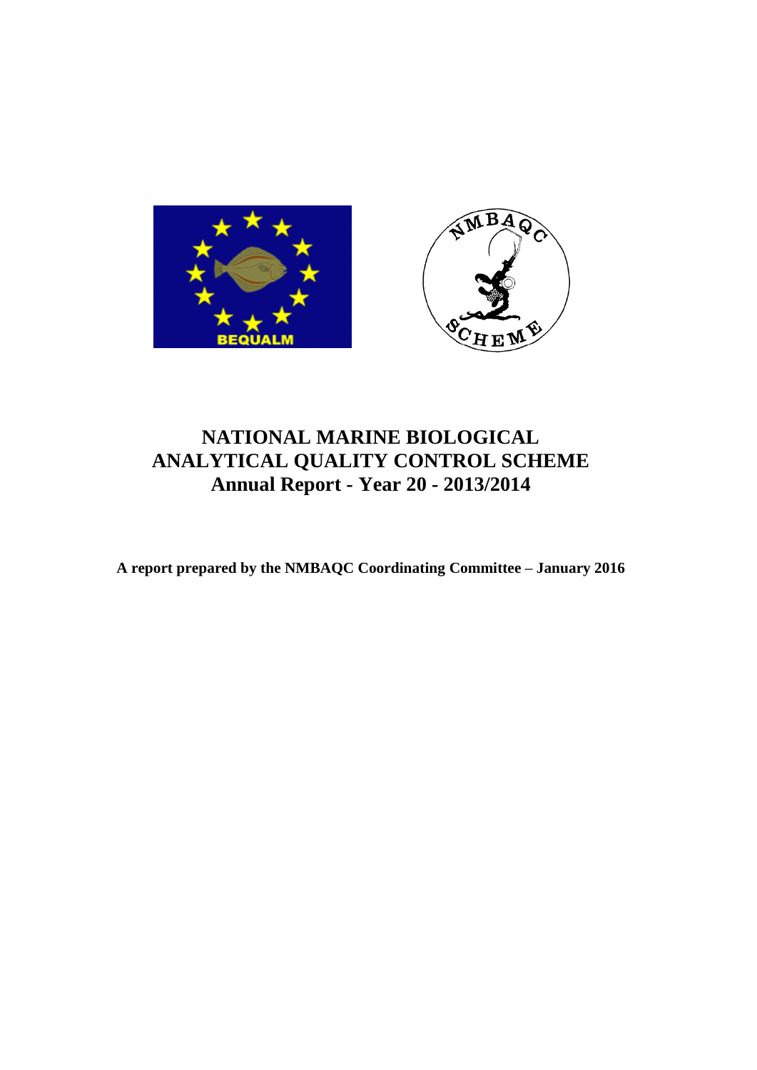# NATIONAL MARINE BIOLOGICAL ANALYTICAL QUALITY CONTROL SCHEME

## Annual Report - Year 20 - 2013/2014

**A report prepared by the NMBAQC Coordinating Committee – January 2016**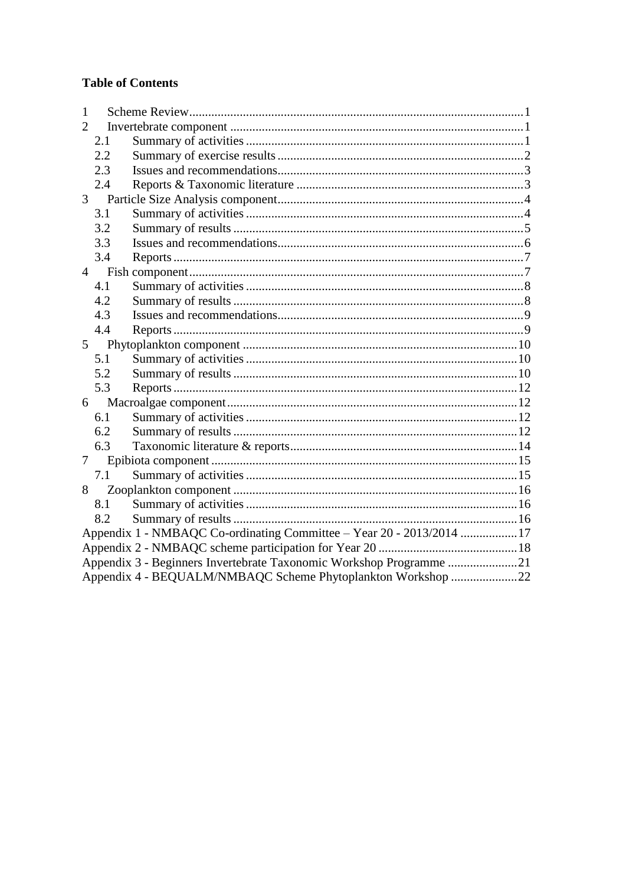**Table of Contents**

1 Scheme Review ........................................................................................................ 1
2 Invertebrate component ........................................................................................... 1
  2.1 Summary of activities ......................................................................................... 1
  2.2 Summary of exercise results ............................................................................... 2
  2.3 Issues and recommendations .............................................................................. 3
  2.4 Reports & Taxonomic literature ......................................................................... 3
3 Particle Size Analysis component ............................................................................ 4
  3.1 Summary of activities ......................................................................................... 4
  3.2 Summary of results ............................................................................................. 5
  3.3 Issues and recommendations .............................................................................. 6
  3.4 Reports ............................................................................................................... 7
4 Fish component ........................................................................................................ 7
  4.1 Summary of activities ......................................................................................... 8
  4.2 Summary of results ............................................................................................. 8
  4.3 Issues and recommendations .............................................................................. 9
  4.4 Reports ............................................................................................................... 9
5 Phytoplankton component ..................................................................................... 10
  5.1 Summary of activities ....................................................................................... 10
  5.2 Summary of results ........................................................................................... 10
  5.3 Reports ............................................................................................................. 12
6 Macroalgae component .......................................................................................... 12
  6.1 Summary of activities ....................................................................................... 12
  6.2 Summary of results ........................................................................................... 12
  6.3 Taxonomic literature & reports ........................................................................ 14
7 Epibiota component ............................................................................................... 15
  7.1 Summary of activities ....................................................................................... 15
8 Zooplankton component ........................................................................................ 16
  8.1 Summary of activities ....................................................................................... 16
  8.2 Summary of results ........................................................................................... 16

Appendix 1 - NMBAQC Co-ordinating Committee – Year 20 - 2013/2014 .................. 17
Appendix 2 - NMBAQC scheme participation for Year 20 ............................................ 18
Appendix 3 - Beginners Invertebrate Taxonomic Workshop Programme ...................... 21
Appendix 4 - BEQUALM/NMBAQC Scheme Phytoplankton Workshop ..................... 22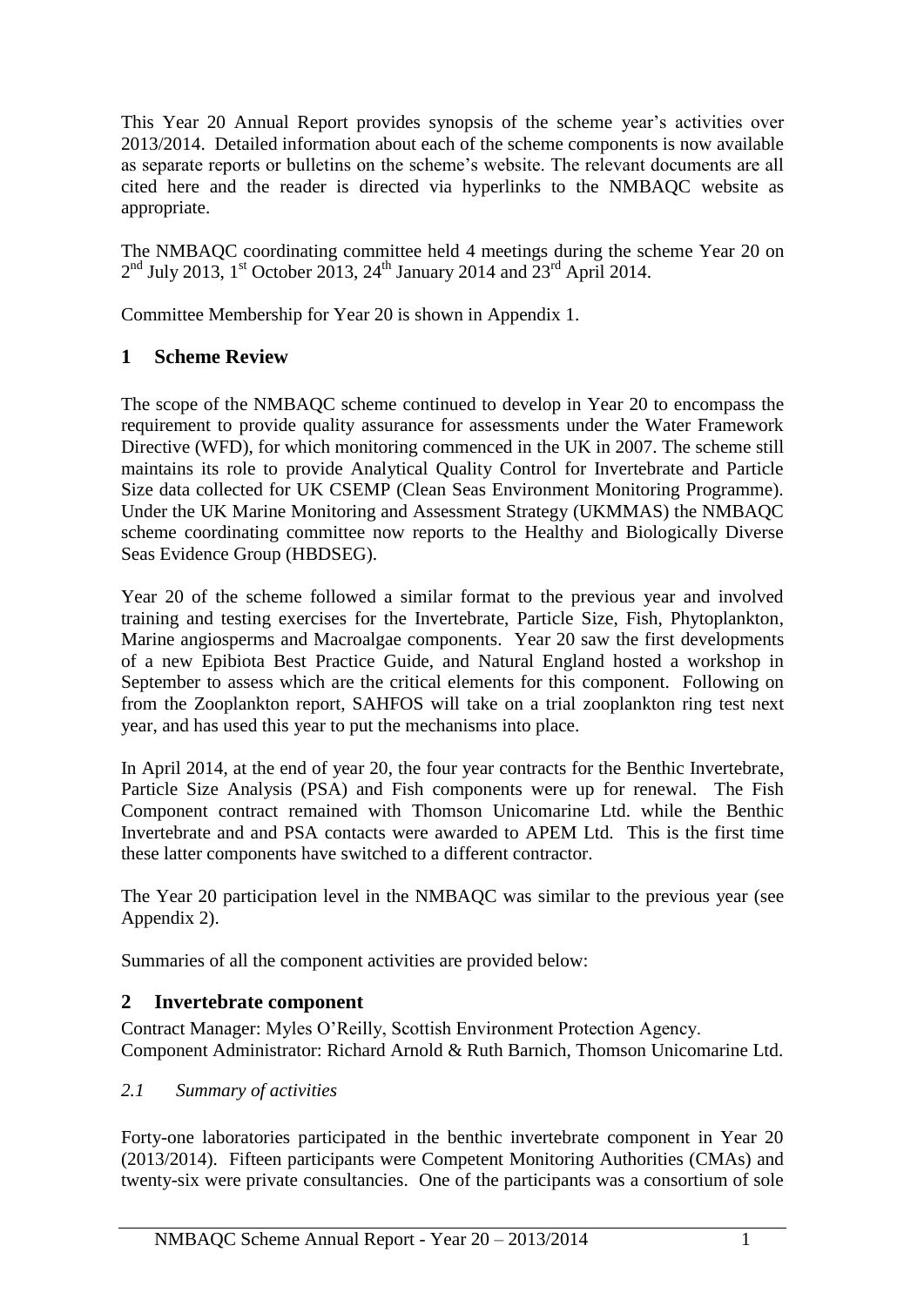This Year 20 Annual Report provides synopsis of the scheme year's activities over 2013/2014. Detailed information about each of the scheme components is now available as separate reports or bulletins on the scheme's website. The relevant documents are all cited here and the reader is directed via hyperlinks to the NMBAQC website as appropriate.

The NMBAQC coordinating committee held 4 meetings during the scheme Year 20 on 2nd July 2013, 1st October 2013, 24th January 2014 and 23rd April 2014.

Committee Membership for Year 20 is shown in Appendix 1.

## 1 Scheme Review

The scope of the NMBAQC scheme continued to develop in Year 20 to encompass the requirement to provide quality assurance for assessments under the Water Framework Directive (WFD), for which monitoring commenced in the UK in 2007. The scheme still maintains its role to provide Analytical Quality Control for Invertebrate and Particle Size data collected for UK CSEMP (Clean Seas Environment Monitoring Programme). Under the UK Marine Monitoring and Assessment Strategy (UKMMAS) the NMBAQC scheme coordinating committee now reports to the Healthy and Biologically Diverse Seas Evidence Group (HBDSEG).

Year 20 of the scheme followed a similar format to the previous year and involved training and testing exercises for the Invertebrate, Particle Size, Fish, Phytoplankton, Marine angiosperms and Macroalgae components. Year 20 saw the first developments of a new Epibiota Best Practice Guide, and Natural England hosted a workshop in September to assess which are the critical elements for this component. Following on from the Zooplankton report, SAHFOS will take on a trial zooplankton ring test next year, and has used this year to put the mechanisms into place.

In April 2014, at the end of year 20, the four year contracts for the Benthic Invertebrate, Particle Size Analysis (PSA) and Fish components were up for renewal. The Fish Component contract remained with Thomson Unicomarine Ltd. while the Benthic Invertebrate and and PSA contacts were awarded to APEM Ltd. This is the first time these latter components have switched to a different contractor.

The Year 20 participation level in the NMBAQC was similar to the previous year (see Appendix 2).

Summaries of all the component activities are provided below:

## 2 Invertebrate component

Contract Manager: Myles O'Reilly, Scottish Environment Protection Agency.
Component Administrator: Richard Arnold & Ruth Barnich, Thomson Unicomarine Ltd.

### *2.1 Summary of activities*

Forty-one laboratories participated in the benthic invertebrate component in Year 20 (2013/2014). Fifteen participants were Competent Monitoring Authorities (CMAs) and twenty-six were private consultancies. One of the participants was a consortium of sole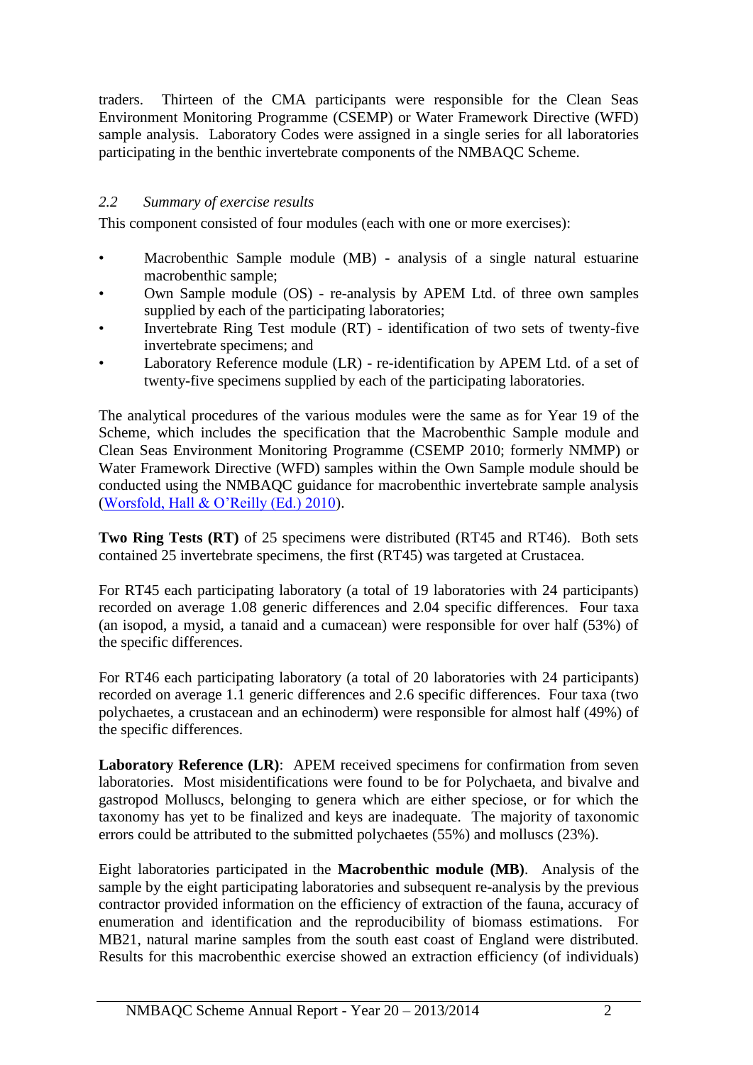traders. Thirteen of the CMA participants were responsible for the Clean Seas Environment Monitoring Programme (CSEMP) or Water Framework Directive (WFD) sample analysis. Laboratory Codes were assigned in a single series for all laboratories participating in the benthic invertebrate components of the NMBAQC Scheme.

### *2.2 Summary of exercise results*

This component consisted of four modules (each with one or more exercises):

- Macrobenthic Sample module (MB) - analysis of a single natural estuarine macrobenthic sample;
- Own Sample module (OS) - re-analysis by APEM Ltd. of three own samples supplied by each of the participating laboratories;
- Invertebrate Ring Test module (RT) - identification of two sets of twenty-five invertebrate specimens; and
- Laboratory Reference module (LR) - re-identification by APEM Ltd. of a set of twenty-five specimens supplied by each of the participating laboratories.

The analytical procedures of the various modules were the same as for Year 19 of the Scheme, which includes the specification that the Macrobenthic Sample module and Clean Seas Environment Monitoring Programme (CSEMP 2010; formerly NMMP) or Water Framework Directive (WFD) samples within the Own Sample module should be conducted using the NMBAQC guidance for macrobenthic invertebrate sample analysis (Worsfold, Hall & O'Reilly (Ed.) 2010).

**Two Ring Tests (RT)** of 25 specimens were distributed (RT45 and RT46). Both sets contained 25 invertebrate specimens, the first (RT45) was targeted at Crustacea.

For RT45 each participating laboratory (a total of 19 laboratories with 24 participants) recorded on average 1.08 generic differences and 2.04 specific differences. Four taxa (an isopod, a mysid, a tanaid and a cumacean) were responsible for over half (53%) of the specific differences.

For RT46 each participating laboratory (a total of 20 laboratories with 24 participants) recorded on average 1.1 generic differences and 2.6 specific differences. Four taxa (two polychaetes, a crustacean and an echinoderm) were responsible for almost half (49%) of the specific differences.

**Laboratory Reference (LR)**: APEM received specimens for confirmation from seven laboratories. Most misidentifications were found to be for Polychaeta, and bivalve and gastropod Molluscs, belonging to genera which are either speciose, or for which the taxonomy has yet to be finalized and keys are inadequate. The majority of taxonomic errors could be attributed to the submitted polychaetes (55%) and molluscs (23%).

Eight laboratories participated in the **Macrobenthic module (MB)**. Analysis of the sample by the eight participating laboratories and subsequent re-analysis by the previous contractor provided information on the efficiency of extraction of the fauna, accuracy of enumeration and identification and the reproducibility of biomass estimations. For MB21, natural marine samples from the south east coast of England were distributed. Results for this macrobenthic exercise showed an extraction efficiency (of individuals)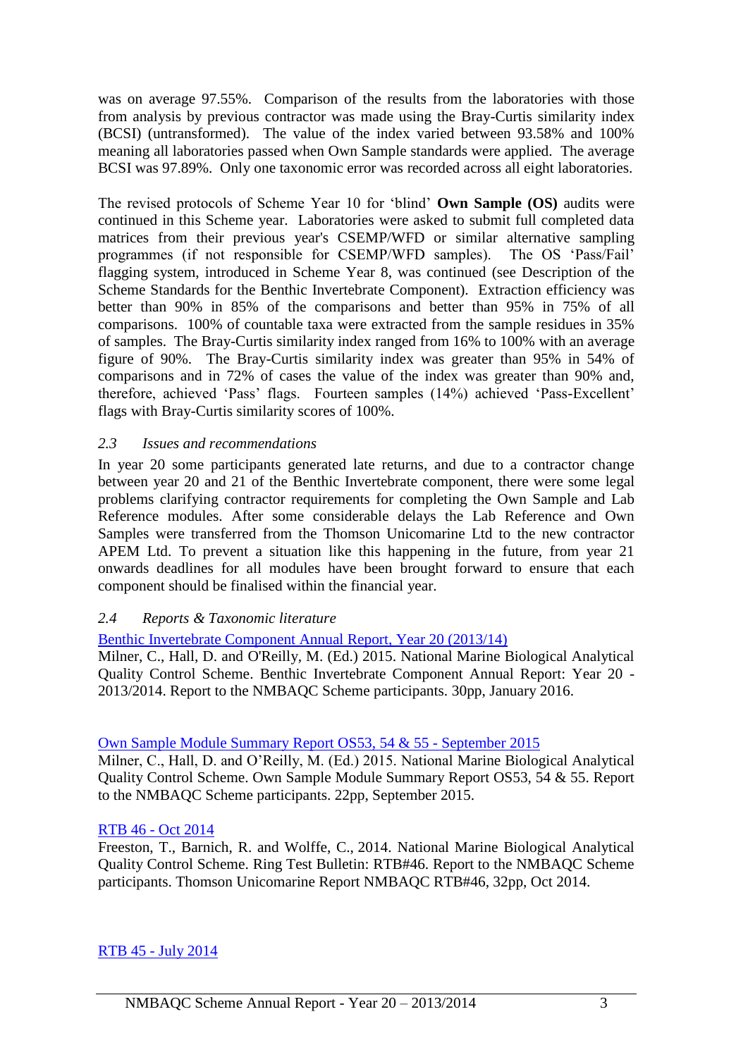was on average 97.55%. Comparison of the results from the laboratories with those from analysis by previous contractor was made using the Bray-Curtis similarity index (BCSI) (untransformed). The value of the index varied between 93.58% and 100% meaning all laboratories passed when Own Sample standards were applied. The average BCSI was 97.89%. Only one taxonomic error was recorded across all eight laboratories.

The revised protocols of Scheme Year 10 for 'blind' **Own Sample (OS)** audits were continued in this Scheme year. Laboratories were asked to submit full completed data matrices from their previous year's CSEMP/WFD or similar alternative sampling programmes (if not responsible for CSEMP/WFD samples). The OS 'Pass/Fail' flagging system, introduced in Scheme Year 8, was continued (see Description of the Scheme Standards for the Benthic Invertebrate Component). Extraction efficiency was better than 90% in 85% of the comparisons and better than 95% in 75% of all comparisons. 100% of countable taxa were extracted from the sample residues in 35% of samples. The Bray-Curtis similarity index ranged from 16% to 100% with an average figure of 90%. The Bray-Curtis similarity index was greater than 95% in 54% of comparisons and in 72% of cases the value of the index was greater than 90% and, therefore, achieved 'Pass' flags. Fourteen samples (14%) achieved 'Pass-Excellent' flags with Bray-Curtis similarity scores of 100%.

### *2.3 Issues and recommendations*

In year 20 some participants generated late returns, and due to a contractor change between year 20 and 21 of the Benthic Invertebrate component, there were some legal problems clarifying contractor requirements for completing the Own Sample and Lab Reference modules. After some considerable delays the Lab Reference and Own Samples were transferred from the Thomson Unicomarine Ltd to the new contractor APEM Ltd. To prevent a situation like this happening in the future, from year 21 onwards deadlines for all modules have been brought forward to ensure that each component should be finalised within the financial year.

### *2.4 Reports & Taxonomic literature*

Benthic Invertebrate Component Annual Report, Year 20 (2013/14)

Milner, C., Hall, D. and O'Reilly, M. (Ed.) 2015. National Marine Biological Analytical Quality Control Scheme. Benthic Invertebrate Component Annual Report: Year 20 - 2013/2014. Report to the NMBAQC Scheme participants. 30pp, January 2016.

Own Sample Module Summary Report OS53, 54 & 55 - September 2015

Milner, C., Hall, D. and O'Reilly, M. (Ed.) 2015. National Marine Biological Analytical Quality Control Scheme. Own Sample Module Summary Report OS53, 54 & 55. Report to the NMBAQC Scheme participants. 22pp, September 2015.

RTB 46 - Oct 2014

Freeston, T., Barnich, R. and Wolffe, C., 2014. National Marine Biological Analytical Quality Control Scheme. Ring Test Bulletin: RTB#46. Report to the NMBAQC Scheme participants. Thomson Unicomarine Report NMBAQC RTB#46, 32pp, Oct 2014.

RTB 45 - July 2014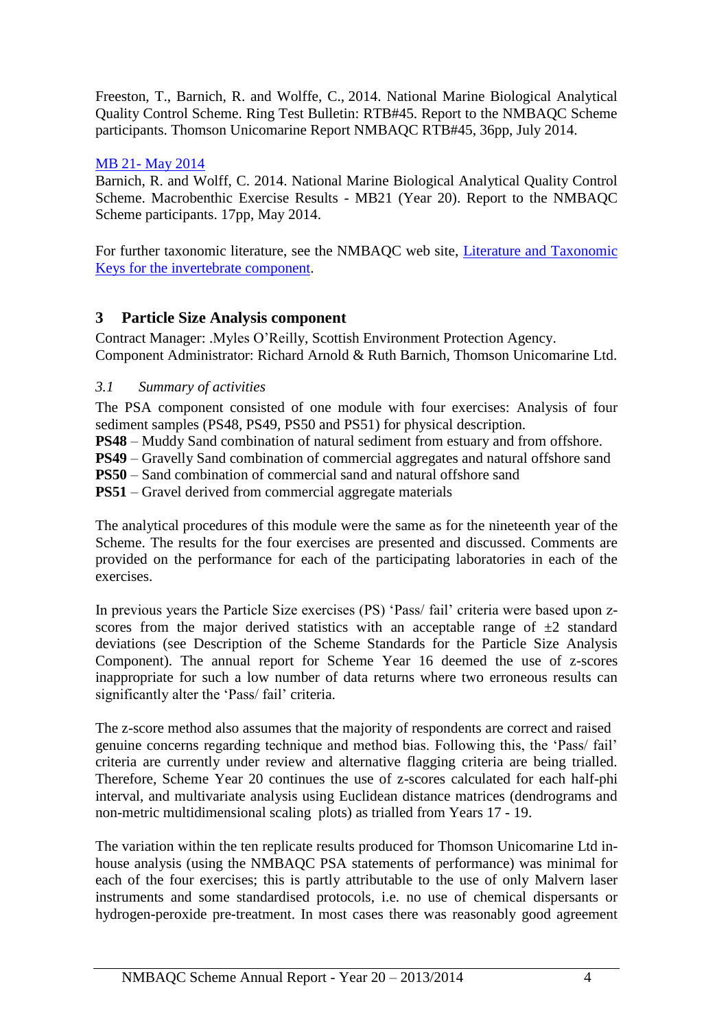Freeston, T., Barnich, R. and Wolffe, C., 2014. National Marine Biological Analytical Quality Control Scheme. Ring Test Bulletin: RTB#45. Report to the NMBAQC Scheme participants. Thomson Unicomarine Report NMBAQC RTB#45, 36pp, July 2014.

MB 21- May 2014
Barnich, R. and Wolff, C. 2014. National Marine Biological Analytical Quality Control Scheme. Macrobenthic Exercise Results - MB21 (Year 20). Report to the NMBAQC Scheme participants. 17pp, May 2014.

For further taxonomic literature, see the NMBAQC web site, Literature and Taxonomic Keys for the invertebrate component.

## 3 Particle Size Analysis component

Contract Manager: .Myles O'Reilly, Scottish Environment Protection Agency.
Component Administrator: Richard Arnold & Ruth Barnich, Thomson Unicomarine Ltd.

### *3.1 Summary of activities*

The PSA component consisted of one module with four exercises: Analysis of four sediment samples (PS48, PS49, PS50 and PS51) for physical description.

**PS48** – Muddy Sand combination of natural sediment from estuary and from offshore.
**PS49** – Gravelly Sand combination of commercial aggregates and natural offshore sand
**PS50** – Sand combination of commercial sand and natural offshore sand
**PS51** – Gravel derived from commercial aggregate materials

The analytical procedures of this module were the same as for the nineteenth year of the Scheme. The results for the four exercises are presented and discussed. Comments are provided on the performance for each of the participating laboratories in each of the exercises.

In previous years the Particle Size exercises (PS) 'Pass/ fail' criteria were based upon z-scores from the major derived statistics with an acceptable range of ±2 standard deviations (see Description of the Scheme Standards for the Particle Size Analysis Component). The annual report for Scheme Year 16 deemed the use of z-scores inappropriate for such a low number of data returns where two erroneous results can significantly alter the 'Pass/ fail' criteria.

The z-score method also assumes that the majority of respondents are correct and raised genuine concerns regarding technique and method bias. Following this, the 'Pass/ fail' criteria are currently under review and alternative flagging criteria are being trialled. Therefore, Scheme Year 20 continues the use of z-scores calculated for each half-phi interval, and multivariate analysis using Euclidean distance matrices (dendrograms and non-metric multidimensional scaling plots) as trialled from Years 17 - 19.

The variation within the ten replicate results produced for Thomson Unicomarine Ltd in-house analysis (using the NMBAQC PSA statements of performance) was minimal for each of the four exercises; this is partly attributable to the use of only Malvern laser instruments and some standardised protocols, i.e. no use of chemical dispersants or hydrogen-peroxide pre-treatment. In most cases there was reasonably good agreement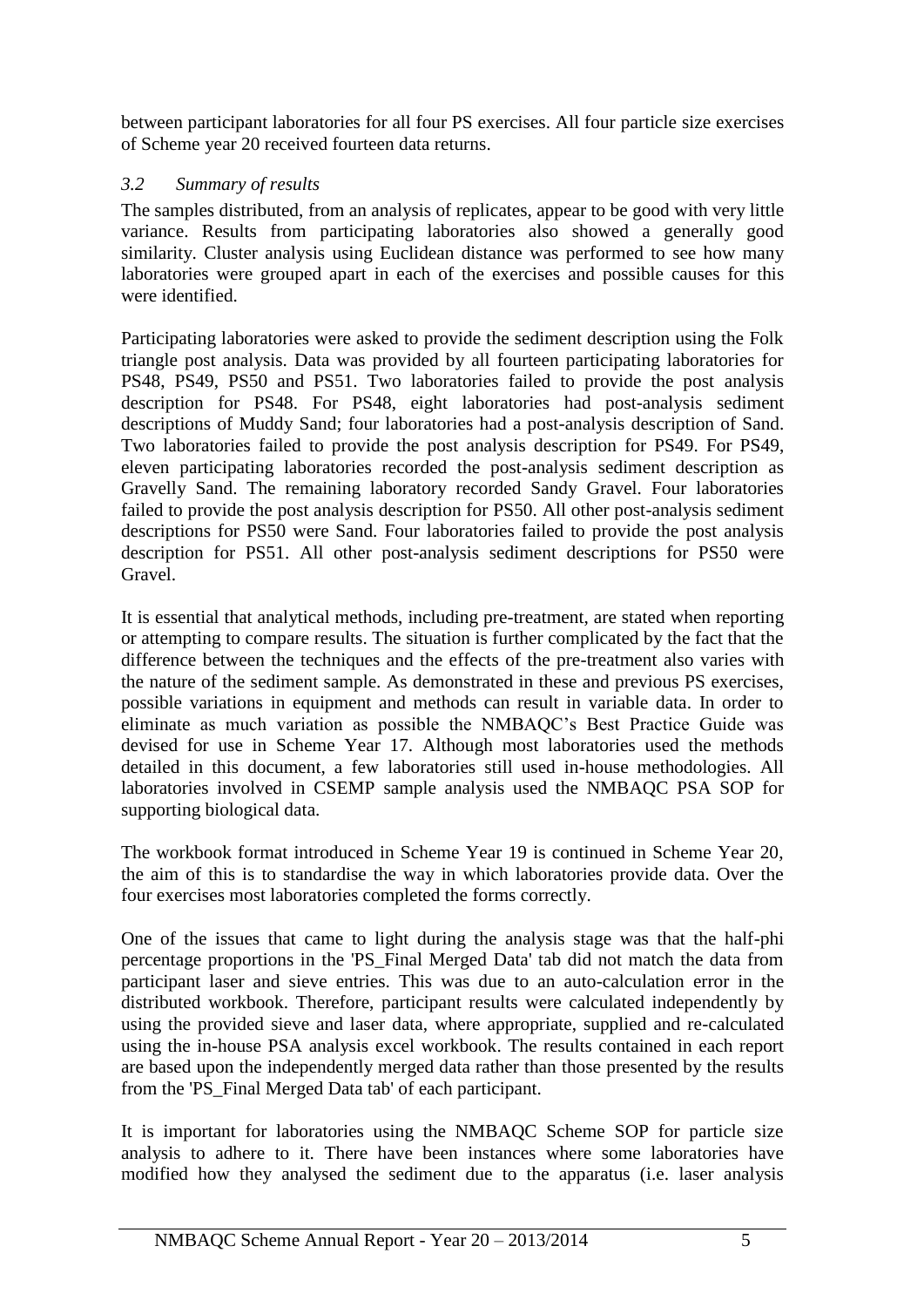between participant laboratories for all four PS exercises. All four particle size exercises of Scheme year 20 received fourteen data returns.

### *3.2 Summary of results*

The samples distributed, from an analysis of replicates, appear to be good with very little variance. Results from participating laboratories also showed a generally good similarity. Cluster analysis using Euclidean distance was performed to see how many laboratories were grouped apart in each of the exercises and possible causes for this were identified.

Participating laboratories were asked to provide the sediment description using the Folk triangle post analysis. Data was provided by all fourteen participating laboratories for PS48, PS49, PS50 and PS51. Two laboratories failed to provide the post analysis description for PS48. For PS48, eight laboratories had post-analysis sediment descriptions of Muddy Sand; four laboratories had a post-analysis description of Sand. Two laboratories failed to provide the post analysis description for PS49. For PS49, eleven participating laboratories recorded the post-analysis sediment description as Gravelly Sand. The remaining laboratory recorded Sandy Gravel. Four laboratories failed to provide the post analysis description for PS50. All other post-analysis sediment descriptions for PS50 were Sand. Four laboratories failed to provide the post analysis description for PS51. All other post-analysis sediment descriptions for PS50 were Gravel.

It is essential that analytical methods, including pre-treatment, are stated when reporting or attempting to compare results. The situation is further complicated by the fact that the difference between the techniques and the effects of the pre-treatment also varies with the nature of the sediment sample. As demonstrated in these and previous PS exercises, possible variations in equipment and methods can result in variable data. In order to eliminate as much variation as possible the NMBAQC's Best Practice Guide was devised for use in Scheme Year 17. Although most laboratories used the methods detailed in this document, a few laboratories still used in-house methodologies. All laboratories involved in CSEMP sample analysis used the NMBAQC PSA SOP for supporting biological data.

The workbook format introduced in Scheme Year 19 is continued in Scheme Year 20, the aim of this is to standardise the way in which laboratories provide data. Over the four exercises most laboratories completed the forms correctly.

One of the issues that came to light during the analysis stage was that the half-phi percentage proportions in the 'PS_Final Merged Data' tab did not match the data from participant laser and sieve entries. This was due to an auto-calculation error in the distributed workbook. Therefore, participant results were calculated independently by using the provided sieve and laser data, where appropriate, supplied and re-calculated using the in-house PSA analysis excel workbook. The results contained in each report are based upon the independently merged data rather than those presented by the results from the 'PS_Final Merged Data tab' of each participant.

It is important for laboratories using the NMBAQC Scheme SOP for particle size analysis to adhere to it. There have been instances where some laboratories have modified how they analysed the sediment due to the apparatus (i.e. laser analysis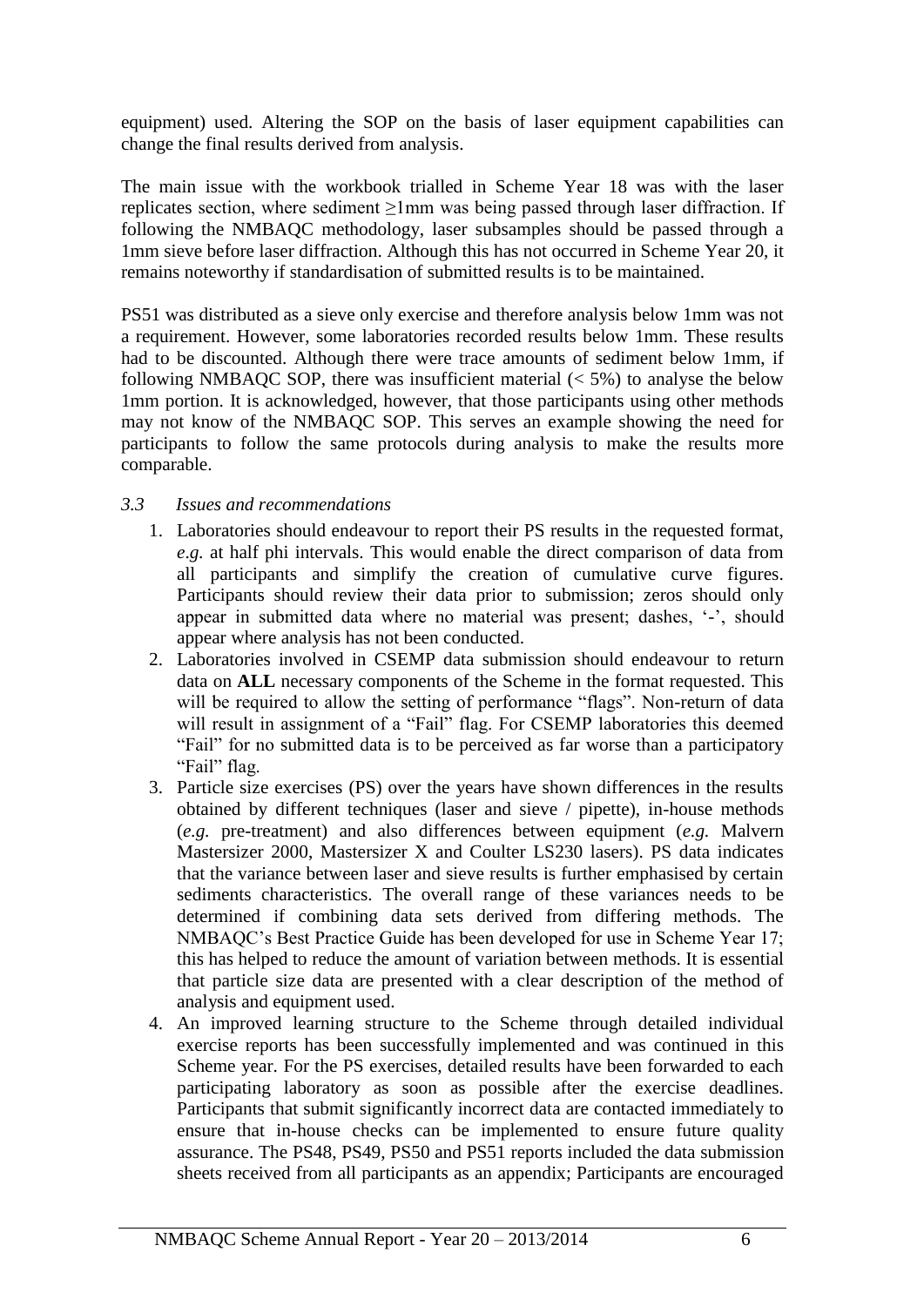equipment) used. Altering the SOP on the basis of laser equipment capabilities can change the final results derived from analysis.

The main issue with the workbook trialled in Scheme Year 18 was with the laser replicates section, where sediment ≥1mm was being passed through laser diffraction. If following the NMBAQC methodology, laser subsamples should be passed through a 1mm sieve before laser diffraction. Although this has not occurred in Scheme Year 20, it remains noteworthy if standardisation of submitted results is to be maintained.

PS51 was distributed as a sieve only exercise and therefore analysis below 1mm was not a requirement. However, some laboratories recorded results below 1mm. These results had to be discounted. Although there were trace amounts of sediment below 1mm, if following NMBAQC SOP, there was insufficient material (< 5%) to analyse the below 1mm portion. It is acknowledged, however, that those participants using other methods may not know of the NMBAQC SOP. This serves an example showing the need for participants to follow the same protocols during analysis to make the results more comparable.

### *3.3 Issues and recommendations*

1. Laboratories should endeavour to report their PS results in the requested format, *e.g.* at half phi intervals. This would enable the direct comparison of data from all participants and simplify the creation of cumulative curve figures. Participants should review their data prior to submission; zeros should only appear in submitted data where no material was present; dashes, '-', should appear where analysis has not been conducted.
2. Laboratories involved in CSEMP data submission should endeavour to return data on **ALL** necessary components of the Scheme in the format requested. This will be required to allow the setting of performance "flags". Non-return of data will result in assignment of a "Fail" flag. For CSEMP laboratories this deemed "Fail" for no submitted data is to be perceived as far worse than a participatory "Fail" flag.
3. Particle size exercises (PS) over the years have shown differences in the results obtained by different techniques (laser and sieve / pipette), in-house methods (*e.g.* pre-treatment) and also differences between equipment (*e.g.* Malvern Mastersizer 2000, Mastersizer X and Coulter LS230 lasers). PS data indicates that the variance between laser and sieve results is further emphasised by certain sediments characteristics. The overall range of these variances needs to be determined if combining data sets derived from differing methods. The NMBAQC's Best Practice Guide has been developed for use in Scheme Year 17; this has helped to reduce the amount of variation between methods. It is essential that particle size data are presented with a clear description of the method of analysis and equipment used.
4. An improved learning structure to the Scheme through detailed individual exercise reports has been successfully implemented and was continued in this Scheme year. For the PS exercises, detailed results have been forwarded to each participating laboratory as soon as possible after the exercise deadlines. Participants that submit significantly incorrect data are contacted immediately to ensure that in-house checks can be implemented to ensure future quality assurance. The PS48, PS49, PS50 and PS51 reports included the data submission sheets received from all participants as an appendix; Participants are encouraged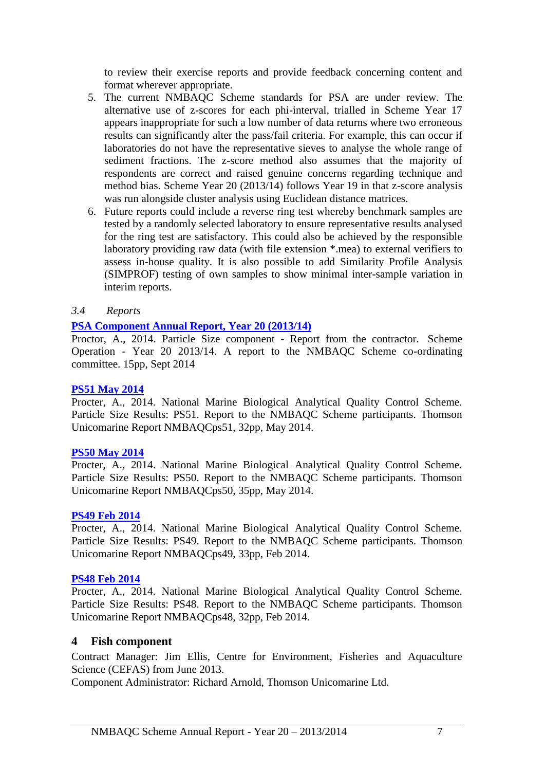to review their exercise reports and provide feedback concerning content and format wherever appropriate.

5. The current NMBAQC Scheme standards for PSA are under review. The alternative use of z-scores for each phi-interval, trialled in Scheme Year 17 appears inappropriate for such a low number of data returns where two erroneous results can significantly alter the pass/fail criteria. For example, this can occur if laboratories do not have the representative sieves to analyse the whole range of sediment fractions. The z-score method also assumes that the majority of respondents are correct and raised genuine concerns regarding technique and method bias. Scheme Year 20 (2013/14) follows Year 19 in that z-score analysis was run alongside cluster analysis using Euclidean distance matrices.
6. Future reports could include a reverse ring test whereby benchmark samples are tested by a randomly selected laboratory to ensure representative results analysed for the ring test are satisfactory. This could also be achieved by the responsible laboratory providing raw data (with file extension *.mea) to external verifiers to assess in-house quality. It is also possible to add Similarity Profile Analysis (SIMPROF) testing of own samples to show minimal inter-sample variation in interim reports.

### *3.4 Reports*

**PSA Component Annual Report, Year 20 (2013/14)**
Proctor, A., 2014. Particle Size component - Report from the contractor. Scheme Operation - Year 20 2013/14. A report to the NMBAQC Scheme co-ordinating committee. 15pp, Sept 2014

**PS51 May 2014**
Procter, A., 2014. National Marine Biological Analytical Quality Control Scheme. Particle Size Results: PS51. Report to the NMBAQC Scheme participants. Thomson Unicomarine Report NMBAQCps51, 32pp, May 2014.

**PS50 May 2014**
Procter, A., 2014. National Marine Biological Analytical Quality Control Scheme. Particle Size Results: PS50. Report to the NMBAQC Scheme participants. Thomson Unicomarine Report NMBAQCps50, 35pp, May 2014.

**PS49 Feb 2014**
Procter, A., 2014. National Marine Biological Analytical Quality Control Scheme. Particle Size Results: PS49. Report to the NMBAQC Scheme participants. Thomson Unicomarine Report NMBAQCps49, 33pp, Feb 2014.

**PS48 Feb 2014**
Procter, A., 2014. National Marine Biological Analytical Quality Control Scheme. Particle Size Results: PS48. Report to the NMBAQC Scheme participants. Thomson Unicomarine Report NMBAQCps48, 32pp, Feb 2014.

## 4 Fish component

Contract Manager: Jim Ellis, Centre for Environment, Fisheries and Aquaculture Science (CEFAS) from June 2013.
Component Administrator: Richard Arnold, Thomson Unicomarine Ltd.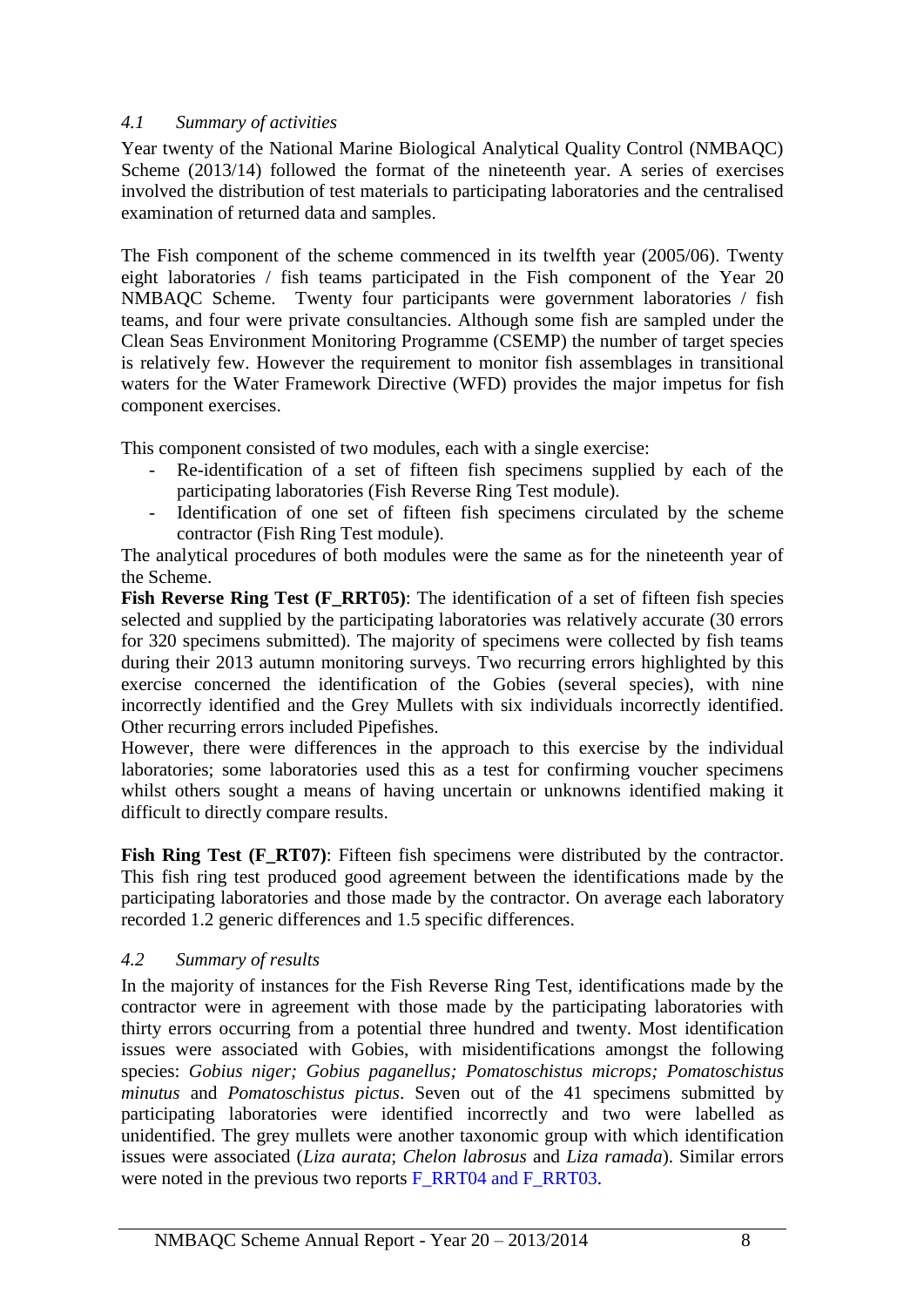### *4.1 Summary of activities*

Year twenty of the National Marine Biological Analytical Quality Control (NMBAQC) Scheme (2013/14) followed the format of the nineteenth year. A series of exercises involved the distribution of test materials to participating laboratories and the centralised examination of returned data and samples.

The Fish component of the scheme commenced in its twelfth year (2005/06). Twenty eight laboratories / fish teams participated in the Fish component of the Year 20 NMBAQC Scheme. Twenty four participants were government laboratories / fish teams, and four were private consultancies. Although some fish are sampled under the Clean Seas Environment Monitoring Programme (CSEMP) the number of target species is relatively few. However the requirement to monitor fish assemblages in transitional waters for the Water Framework Directive (WFD) provides the major impetus for fish component exercises.

This component consisted of two modules, each with a single exercise:

- Re-identification of a set of fifteen fish specimens supplied by each of the participating laboratories (Fish Reverse Ring Test module).
- Identification of one set of fifteen fish specimens circulated by the scheme contractor (Fish Ring Test module).

The analytical procedures of both modules were the same as for the nineteenth year of the Scheme.

**Fish Reverse Ring Test (F_RRT05)**: The identification of a set of fifteen fish species selected and supplied by the participating laboratories was relatively accurate (30 errors for 320 specimens submitted). The majority of specimens were collected by fish teams during their 2013 autumn monitoring surveys. Two recurring errors highlighted by this exercise concerned the identification of the Gobies (several species), with nine incorrectly identified and the Grey Mullets with six individuals incorrectly identified. Other recurring errors included Pipefishes.

However, there were differences in the approach to this exercise by the individual laboratories; some laboratories used this as a test for confirming voucher specimens whilst others sought a means of having uncertain or unknowns identified making it difficult to directly compare results.

**Fish Ring Test (F_RT07)**: Fifteen fish specimens were distributed by the contractor. This fish ring test produced good agreement between the identifications made by the participating laboratories and those made by the contractor. On average each laboratory recorded 1.2 generic differences and 1.5 specific differences.

### *4.2 Summary of results*

In the majority of instances for the Fish Reverse Ring Test, identifications made by the contractor were in agreement with those made by the participating laboratories with thirty errors occurring from a potential three hundred and twenty. Most identification issues were associated with Gobies, with misidentifications amongst the following species: *Gobius niger; Gobius paganellus; Pomatoschistus microps; Pomatoschistus minutus* and *Pomatoschistus pictus*. Seven out of the 41 specimens submitted by participating laboratories were identified incorrectly and two were labelled as unidentified. The grey mullets were another taxonomic group with which identification issues were associated (*Liza aurata*; *Chelon labrosus* and *Liza ramada*). Similar errors were noted in the previous two reports F_RRT04 and F_RRT03.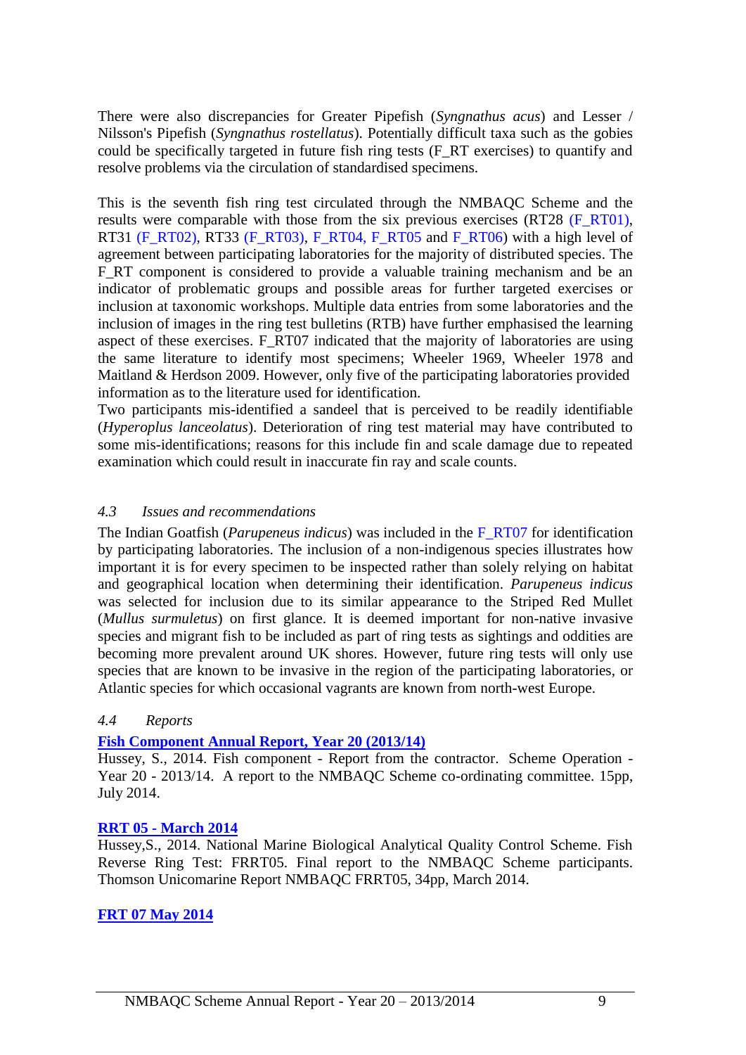There were also discrepancies for Greater Pipefish (*Syngnathus acus*) and Lesser / Nilsson's Pipefish (*Syngnathus rostellatus*). Potentially difficult taxa such as the gobies could be specifically targeted in future fish ring tests (F_RT exercises) to quantify and resolve problems via the circulation of standardised specimens.

This is the seventh fish ring test circulated through the NMBAQC Scheme and the results were comparable with those from the six previous exercises (RT28 (F_RT01), RT31 (F_RT02), RT33 (F_RT03), F_RT04, F_RT05 and F_RT06) with a high level of agreement between participating laboratories for the majority of distributed species. The F_RT component is considered to provide a valuable training mechanism and be an indicator of problematic groups and possible areas for further targeted exercises or inclusion at taxonomic workshops. Multiple data entries from some laboratories and the inclusion of images in the ring test bulletins (RTB) have further emphasised the learning aspect of these exercises. F_RT07 indicated that the majority of laboratories are using the same literature to identify most specimens; Wheeler 1969, Wheeler 1978 and Maitland & Herdson 2009. However, only five of the participating laboratories provided information as to the literature used for identification.
Two participants mis-identified a sandeel that is perceived to be readily identifiable (*Hyperoplus lanceolatus*). Deterioration of ring test material may have contributed to some mis-identifications; reasons for this include fin and scale damage due to repeated examination which could result in inaccurate fin ray and scale counts.

### *4.3 Issues and recommendations*

The Indian Goatfish (*Parupeneus indicus*) was included in the F_RT07 for identification by participating laboratories. The inclusion of a non-indigenous species illustrates how important it is for every specimen to be inspected rather than solely relying on habitat and geographical location when determining their identification. *Parupeneus indicus* was selected for inclusion due to its similar appearance to the Striped Red Mullet (*Mullus surmuletus*) on first glance. It is deemed important for non-native invasive species and migrant fish to be included as part of ring tests as sightings and oddities are becoming more prevalent around UK shores. However, future ring tests will only use species that are known to be invasive in the region of the participating laboratories, or Atlantic species for which occasional vagrants are known from north-west Europe.

### *4.4 Reports*

**Fish Component Annual Report, Year 20 (2013/14)**
Hussey, S., 2014. Fish component - Report from the contractor. Scheme Operation - Year 20 - 2013/14. A report to the NMBAQC Scheme co-ordinating committee. 15pp, July 2014.

**RRT 05 - March 2014**
Hussey,S., 2014. National Marine Biological Analytical Quality Control Scheme. Fish Reverse Ring Test: FRRT05. Final report to the NMBAQC Scheme participants. Thomson Unicomarine Report NMBAQC FRRT05, 34pp, March 2014.

**FRT 07 May 2014**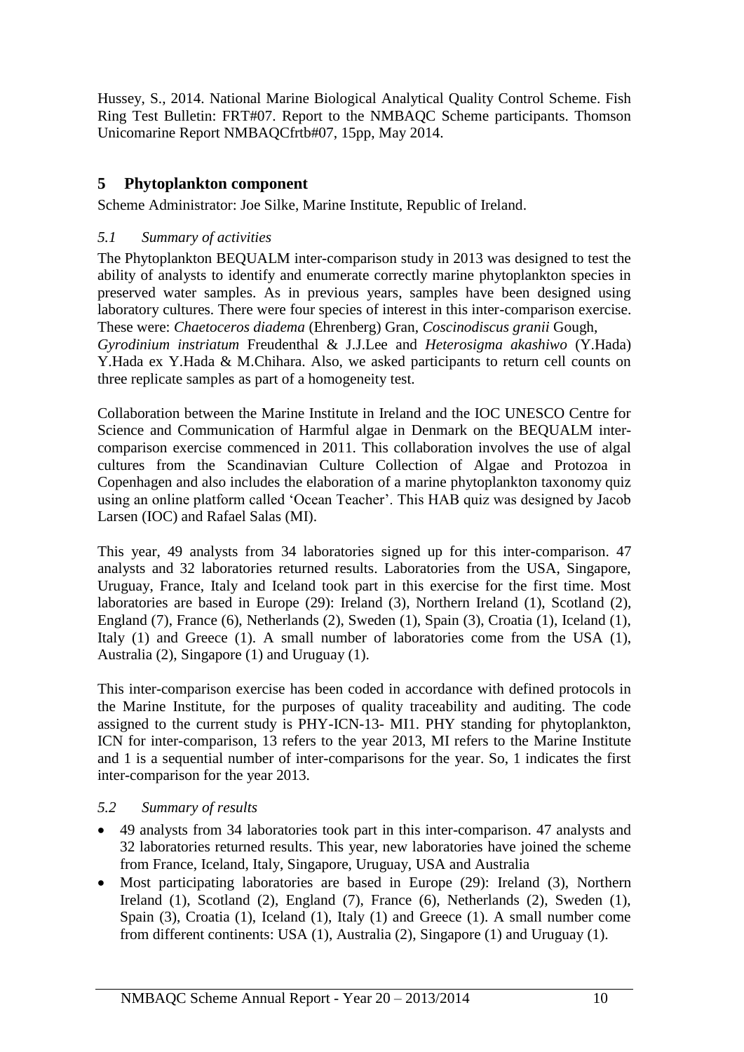Hussey, S., 2014. National Marine Biological Analytical Quality Control Scheme. Fish Ring Test Bulletin: FRT#07. Report to the NMBAQC Scheme participants. Thomson Unicomarine Report NMBAQCfrtb#07, 15pp, May 2014.

## 5 Phytoplankton component

Scheme Administrator: Joe Silke, Marine Institute, Republic of Ireland.

### *5.1 Summary of activities*

The Phytoplankton BEQUALM inter-comparison study in 2013 was designed to test the ability of analysts to identify and enumerate correctly marine phytoplankton species in preserved water samples. As in previous years, samples have been designed using laboratory cultures. There were four species of interest in this inter-comparison exercise. These were: *Chaetoceros diadema* (Ehrenberg) Gran, *Coscinodiscus granii* Gough, *Gyrodinium instriatum* Freudenthal & J.J.Lee and *Heterosigma akashiwo* (Y.Hada) Y.Hada ex Y.Hada & M.Chihara. Also, we asked participants to return cell counts on three replicate samples as part of a homogeneity test.

Collaboration between the Marine Institute in Ireland and the IOC UNESCO Centre for Science and Communication of Harmful algae in Denmark on the BEQUALM inter-comparison exercise commenced in 2011. This collaboration involves the use of algal cultures from the Scandinavian Culture Collection of Algae and Protozoa in Copenhagen and also includes the elaboration of a marine phytoplankton taxonomy quiz using an online platform called 'Ocean Teacher'. This HAB quiz was designed by Jacob Larsen (IOC) and Rafael Salas (MI).

This year, 49 analysts from 34 laboratories signed up for this inter-comparison. 47 analysts and 32 laboratories returned results. Laboratories from the USA, Singapore, Uruguay, France, Italy and Iceland took part in this exercise for the first time. Most laboratories are based in Europe (29): Ireland (3), Northern Ireland (1), Scotland (2), England (7), France (6), Netherlands (2), Sweden (1), Spain (3), Croatia (1), Iceland (1), Italy (1) and Greece (1). A small number of laboratories come from the USA (1), Australia (2), Singapore (1) and Uruguay (1).

This inter-comparison exercise has been coded in accordance with defined protocols in the Marine Institute, for the purposes of quality traceability and auditing. The code assigned to the current study is PHY-ICN-13- MI1. PHY standing for phytoplankton, ICN for inter-comparison, 13 refers to the year 2013, MI refers to the Marine Institute and 1 is a sequential number of inter-comparisons for the year. So, 1 indicates the first inter-comparison for the year 2013.

### *5.2 Summary of results*

- 49 analysts from 34 laboratories took part in this inter-comparison. 47 analysts and 32 laboratories returned results. This year, new laboratories have joined the scheme from France, Iceland, Italy, Singapore, Uruguay, USA and Australia
- Most participating laboratories are based in Europe (29): Ireland (3), Northern Ireland (1), Scotland (2), England (7), France (6), Netherlands (2), Sweden (1), Spain (3), Croatia (1), Iceland (1), Italy (1) and Greece (1). A small number come from different continents: USA (1), Australia (2), Singapore (1) and Uruguay (1).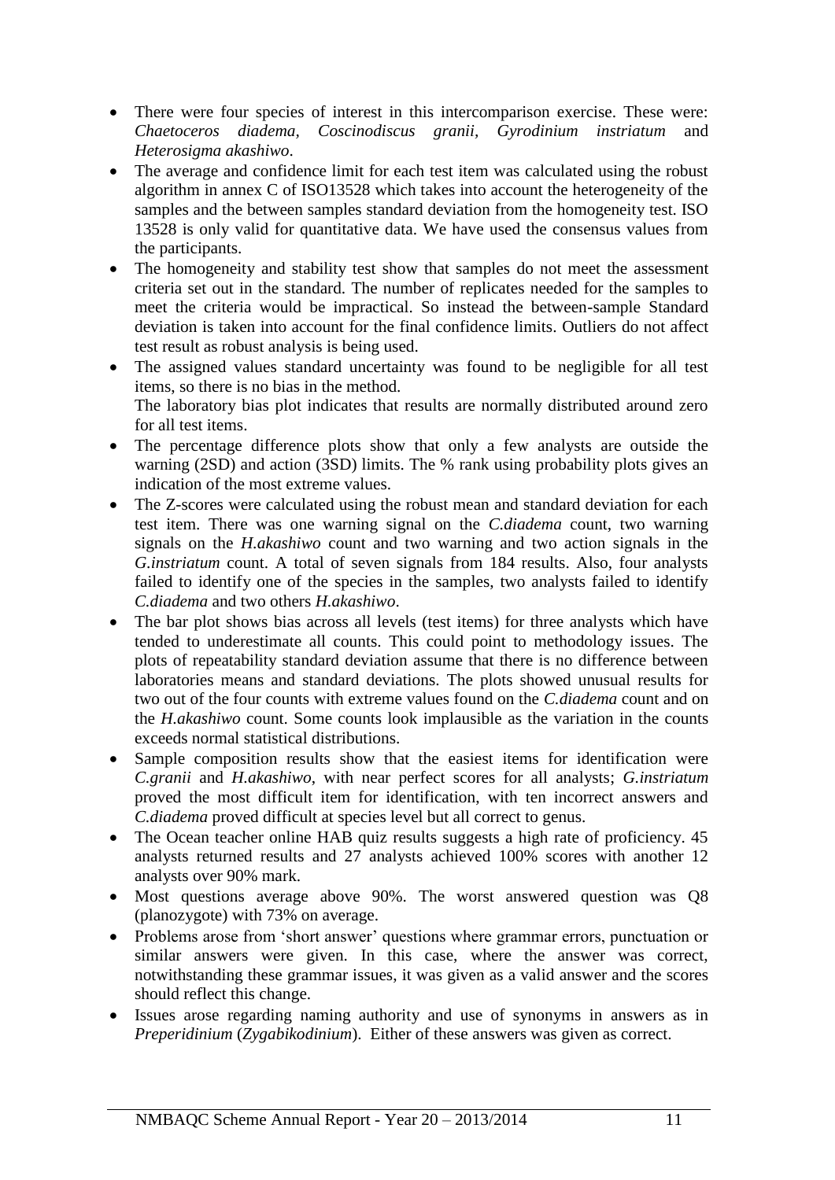- There were four species of interest in this intercomparison exercise. These were: *Chaetoceros diadema*, *Coscinodiscus granii*, *Gyrodinium instriatum* and *Heterosigma akashiwo*.
- The average and confidence limit for each test item was calculated using the robust algorithm in annex C of ISO13528 which takes into account the heterogeneity of the samples and the between samples standard deviation from the homogeneity test. ISO 13528 is only valid for quantitative data. We have used the consensus values from the participants.
- The homogeneity and stability test show that samples do not meet the assessment criteria set out in the standard. The number of replicates needed for the samples to meet the criteria would be impractical. So instead the between-sample Standard deviation is taken into account for the final confidence limits. Outliers do not affect test result as robust analysis is being used.
- The assigned values standard uncertainty was found to be negligible for all test items, so there is no bias in the method.
  The laboratory bias plot indicates that results are normally distributed around zero for all test items.
- The percentage difference plots show that only a few analysts are outside the warning (2SD) and action (3SD) limits. The % rank using probability plots gives an indication of the most extreme values.
- The Z-scores were calculated using the robust mean and standard deviation for each test item. There was one warning signal on the *C.diadema* count, two warning signals on the *H.akashiwo* count and two warning and two action signals in the *G.instriatum* count. A total of seven signals from 184 results. Also, four analysts failed to identify one of the species in the samples, two analysts failed to identify *C.diadema* and two others *H.akashiwo*.
- The bar plot shows bias across all levels (test items) for three analysts which have tended to underestimate all counts. This could point to methodology issues. The plots of repeatability standard deviation assume that there is no difference between laboratories means and standard deviations. The plots showed unusual results for two out of the four counts with extreme values found on the *C.diadema* count and on the *H.akashiwo* count. Some counts look implausible as the variation in the counts exceeds normal statistical distributions.
- Sample composition results show that the easiest items for identification were *C.granii* and *H.akashiwo*, with near perfect scores for all analysts; *G.instriatum* proved the most difficult item for identification, with ten incorrect answers and *C.diadema* proved difficult at species level but all correct to genus.
- The Ocean teacher online HAB quiz results suggests a high rate of proficiency. 45 analysts returned results and 27 analysts achieved 100% scores with another 12 analysts over 90% mark.
- Most questions average above 90%. The worst answered question was Q8 (planozygote) with 73% on average.
- Problems arose from 'short answer' questions where grammar errors, punctuation or similar answers were given. In this case, where the answer was correct, notwithstanding these grammar issues, it was given as a valid answer and the scores should reflect this change.
- Issues arose regarding naming authority and use of synonyms in answers as in *Preperidinium* (*Zygabikodinium*). Either of these answers was given as correct.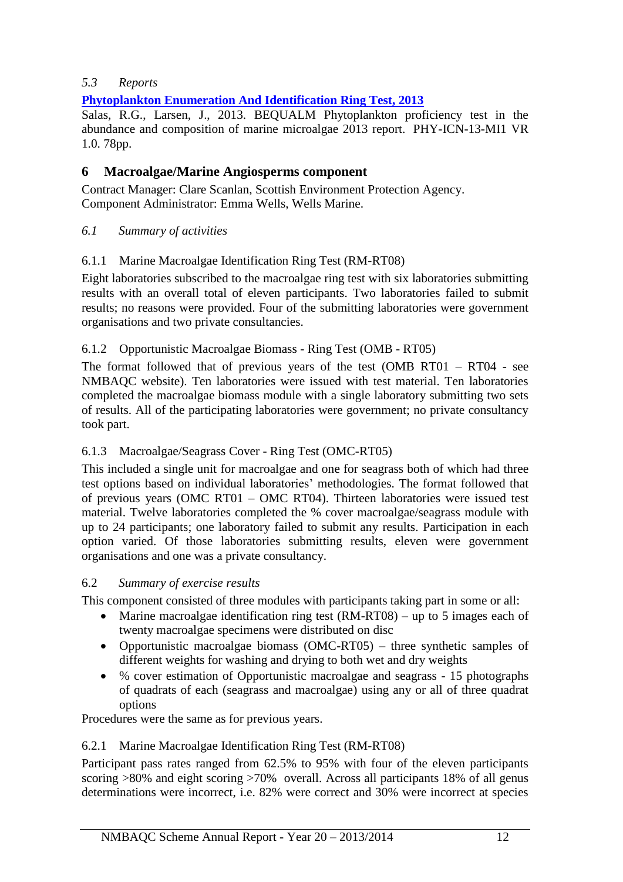### *5.3 Reports*

**Phytoplankton Enumeration And Identification Ring Test, 2013**

Salas, R.G., Larsen, J., 2013. BEQUALM Phytoplankton proficiency test in the abundance and composition of marine microalgae 2013 report. PHY-ICN-13-MI1 VR 1.0. 78pp.

## 6 Macroalgae/Marine Angiosperms component

Contract Manager: Clare Scanlan, Scottish Environment Protection Agency.
Component Administrator: Emma Wells, Wells Marine.

### *6.1 Summary of activities*

#### 6.1.1 Marine Macroalgae Identification Ring Test (RM-RT08)

Eight laboratories subscribed to the macroalgae ring test with six laboratories submitting results with an overall total of eleven participants. Two laboratories failed to submit results; no reasons were provided. Four of the submitting laboratories were government organisations and two private consultancies.

#### 6.1.2 Opportunistic Macroalgae Biomass - Ring Test (OMB - RT05)

The format followed that of previous years of the test (OMB RT01 – RT04 - see NMBAQC website). Ten laboratories were issued with test material. Ten laboratories completed the macroalgae biomass module with a single laboratory submitting two sets of results. All of the participating laboratories were government; no private consultancy took part.

#### 6.1.3 Macroalgae/Seagrass Cover - Ring Test (OMC-RT05)

This included a single unit for macroalgae and one for seagrass both of which had three test options based on individual laboratories' methodologies. The format followed that of previous years (OMC RT01 – OMC RT04). Thirteen laboratories were issued test material. Twelve laboratories completed the % cover macroalgae/seagrass module with up to 24 participants; one laboratory failed to submit any results. Participation in each option varied. Of those laboratories submitting results, eleven were government organisations and one was a private consultancy.

### 6.2 *Summary of exercise results*

This component consisted of three modules with participants taking part in some or all:

- Marine macroalgae identification ring test (RM-RT08) – up to 5 images each of twenty macroalgae specimens were distributed on disc
- Opportunistic macroalgae biomass (OMC-RT05) – three synthetic samples of different weights for washing and drying to both wet and dry weights
- % cover estimation of Opportunistic macroalgae and seagrass - 15 photographs of quadrats of each (seagrass and macroalgae) using any or all of three quadrat options

Procedures were the same as for previous years.

#### 6.2.1 Marine Macroalgae Identification Ring Test (RM-RT08)

Participant pass rates ranged from 62.5% to 95% with four of the eleven participants scoring >80% and eight scoring >70% overall. Across all participants 18% of all genus determinations were incorrect, i.e. 82% were correct and 30% were incorrect at species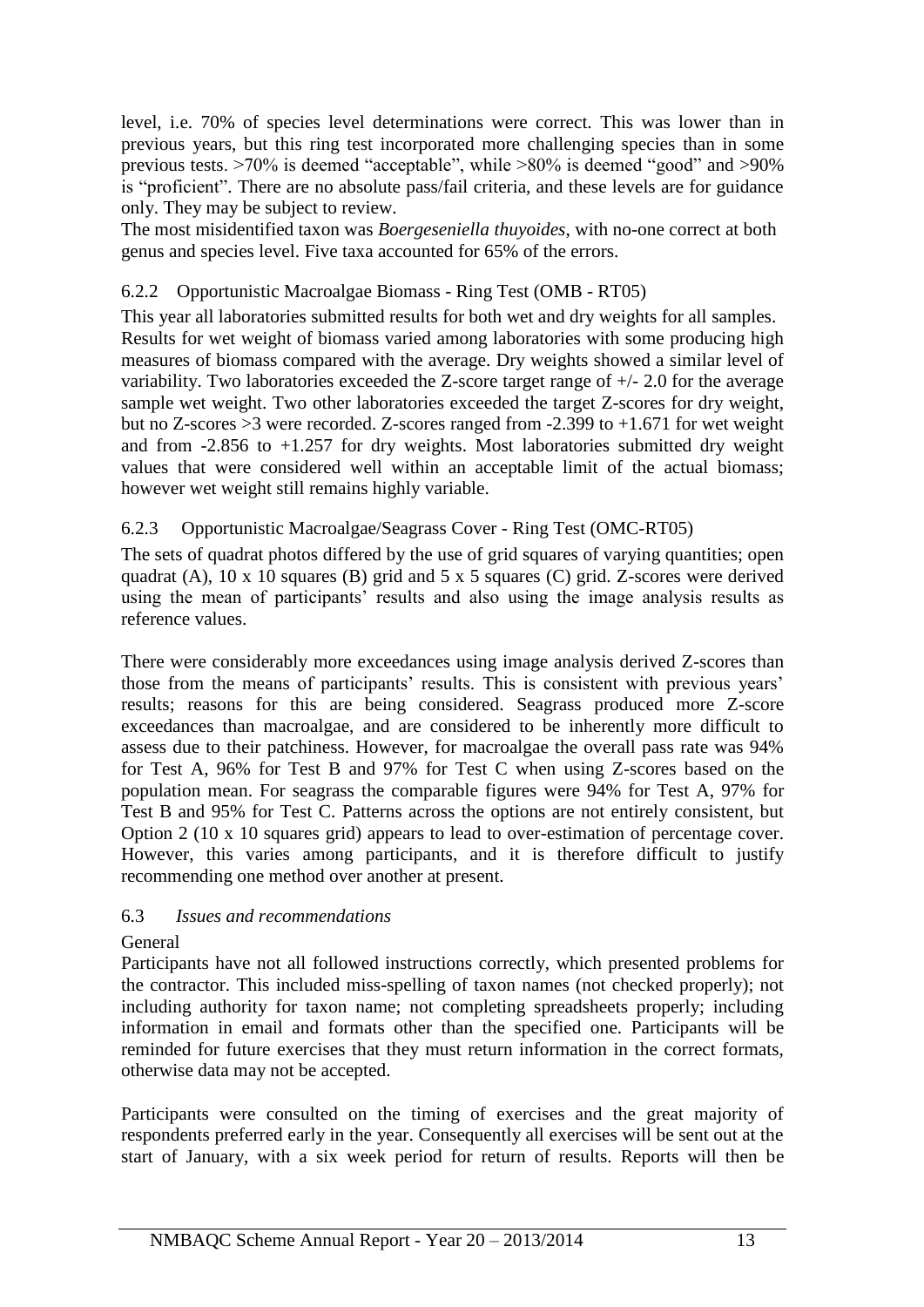level, i.e. 70% of species level determinations were correct. This was lower than in previous years, but this ring test incorporated more challenging species than in some previous tests. >70% is deemed "acceptable", while >80% is deemed "good" and >90% is "proficient". There are no absolute pass/fail criteria, and these levels are for guidance only. They may be subject to review.

The most misidentified taxon was *Boergeseniella thuyoides*, with no-one correct at both genus and species level. Five taxa accounted for 65% of the errors.

### 6.2.2 Opportunistic Macroalgae Biomass - Ring Test (OMB - RT05)

This year all laboratories submitted results for both wet and dry weights for all samples. Results for wet weight of biomass varied among laboratories with some producing high measures of biomass compared with the average. Dry weights showed a similar level of variability. Two laboratories exceeded the Z-score target range of +/- 2.0 for the average sample wet weight. Two other laboratories exceeded the target Z-scores for dry weight, but no Z-scores >3 were recorded. Z-scores ranged from -2.399 to +1.671 for wet weight and from -2.856 to +1.257 for dry weights. Most laboratories submitted dry weight values that were considered well within an acceptable limit of the actual biomass; however wet weight still remains highly variable.

### 6.2.3 Opportunistic Macroalgae/Seagrass Cover - Ring Test (OMC-RT05)

The sets of quadrat photos differed by the use of grid squares of varying quantities; open quadrat (A), 10 x 10 squares (B) grid and 5 x 5 squares (C) grid. Z-scores were derived using the mean of participants' results and also using the image analysis results as reference values.

There were considerably more exceedances using image analysis derived Z-scores than those from the means of participants' results. This is consistent with previous years' results; reasons for this are being considered. Seagrass produced more Z-score exceedances than macroalgae, and are considered to be inherently more difficult to assess due to their patchiness. However, for macroalgae the overall pass rate was 94% for Test A, 96% for Test B and 97% for Test C when using Z-scores based on the population mean. For seagrass the comparable figures were 94% for Test A, 97% for Test B and 95% for Test C. Patterns across the options are not entirely consistent, but Option 2 (10 x 10 squares grid) appears to lead to over-estimation of percentage cover. However, this varies among participants, and it is therefore difficult to justify recommending one method over another at present.

## 6.3 *Issues and recommendations*

General

Participants have not all followed instructions correctly, which presented problems for the contractor. This included miss-spelling of taxon names (not checked properly); not including authority for taxon name; not completing spreadsheets properly; including information in email and formats other than the specified one. Participants will be reminded for future exercises that they must return information in the correct formats, otherwise data may not be accepted.

Participants were consulted on the timing of exercises and the great majority of respondents preferred early in the year. Consequently all exercises will be sent out at the start of January, with a six week period for return of results. Reports will then be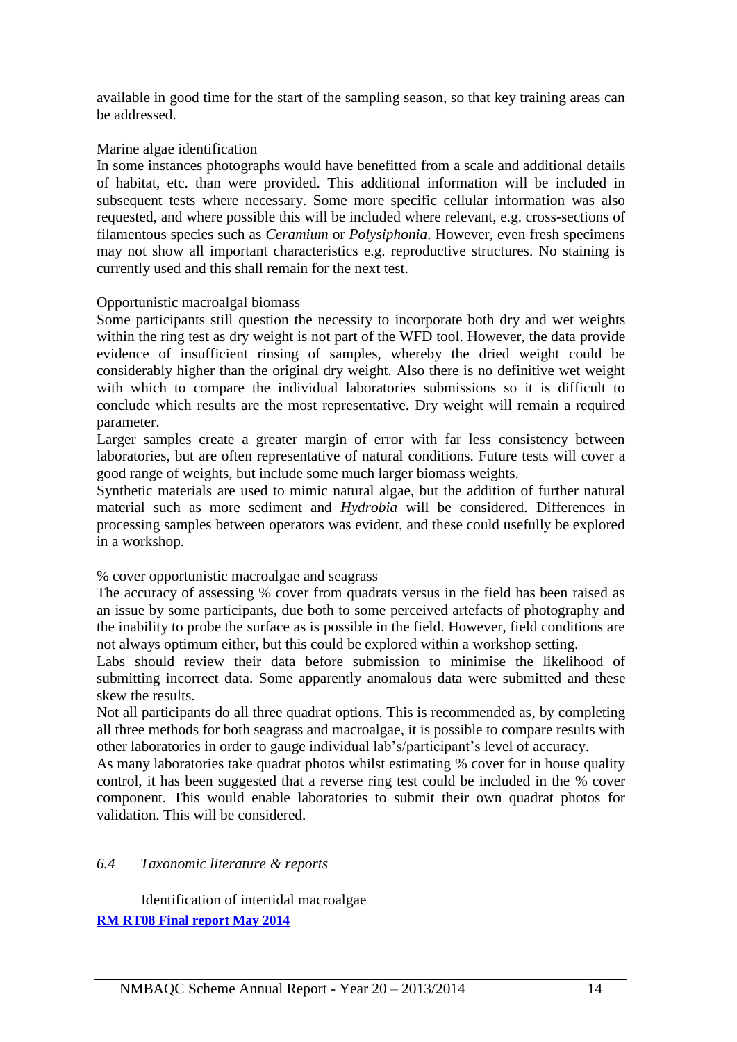available in good time for the start of the sampling season, so that key training areas can be addressed.

Marine algae identification

In some instances photographs would have benefitted from a scale and additional details of habitat, etc. than were provided. This additional information will be included in subsequent tests where necessary. Some more specific cellular information was also requested, and where possible this will be included where relevant, e.g. cross-sections of filamentous species such as *Ceramium* or *Polysiphonia*. However, even fresh specimens may not show all important characteristics e.g. reproductive structures. No staining is currently used and this shall remain for the next test.

Opportunistic macroalgal biomass

Some participants still question the necessity to incorporate both dry and wet weights within the ring test as dry weight is not part of the WFD tool. However, the data provide evidence of insufficient rinsing of samples, whereby the dried weight could be considerably higher than the original dry weight. Also there is no definitive wet weight with which to compare the individual laboratories submissions so it is difficult to conclude which results are the most representative. Dry weight will remain a required parameter.

Larger samples create a greater margin of error with far less consistency between laboratories, but are often representative of natural conditions. Future tests will cover a good range of weights, but include some much larger biomass weights.

Synthetic materials are used to mimic natural algae, but the addition of further natural material such as more sediment and *Hydrobia* will be considered. Differences in processing samples between operators was evident, and these could usefully be explored in a workshop.

% cover opportunistic macroalgae and seagrass

The accuracy of assessing % cover from quadrats versus in the field has been raised as an issue by some participants, due both to some perceived artefacts of photography and the inability to probe the surface as is possible in the field. However, field conditions are not always optimum either, but this could be explored within a workshop setting.

Labs should review their data before submission to minimise the likelihood of submitting incorrect data. Some apparently anomalous data were submitted and these skew the results.

Not all participants do all three quadrat options. This is recommended as, by completing all three methods for both seagrass and macroalgae, it is possible to compare results with other laboratories in order to gauge individual lab's/participant's level of accuracy.

As many laboratories take quadrat photos whilst estimating % cover for in house quality control, it has been suggested that a reverse ring test could be included in the % cover component. This would enable laboratories to submit their own quadrat photos for validation. This will be considered.

### *6.4 Taxonomic literature & reports*

Identification of intertidal macroalgae

**RM RT08 Final report May 2014**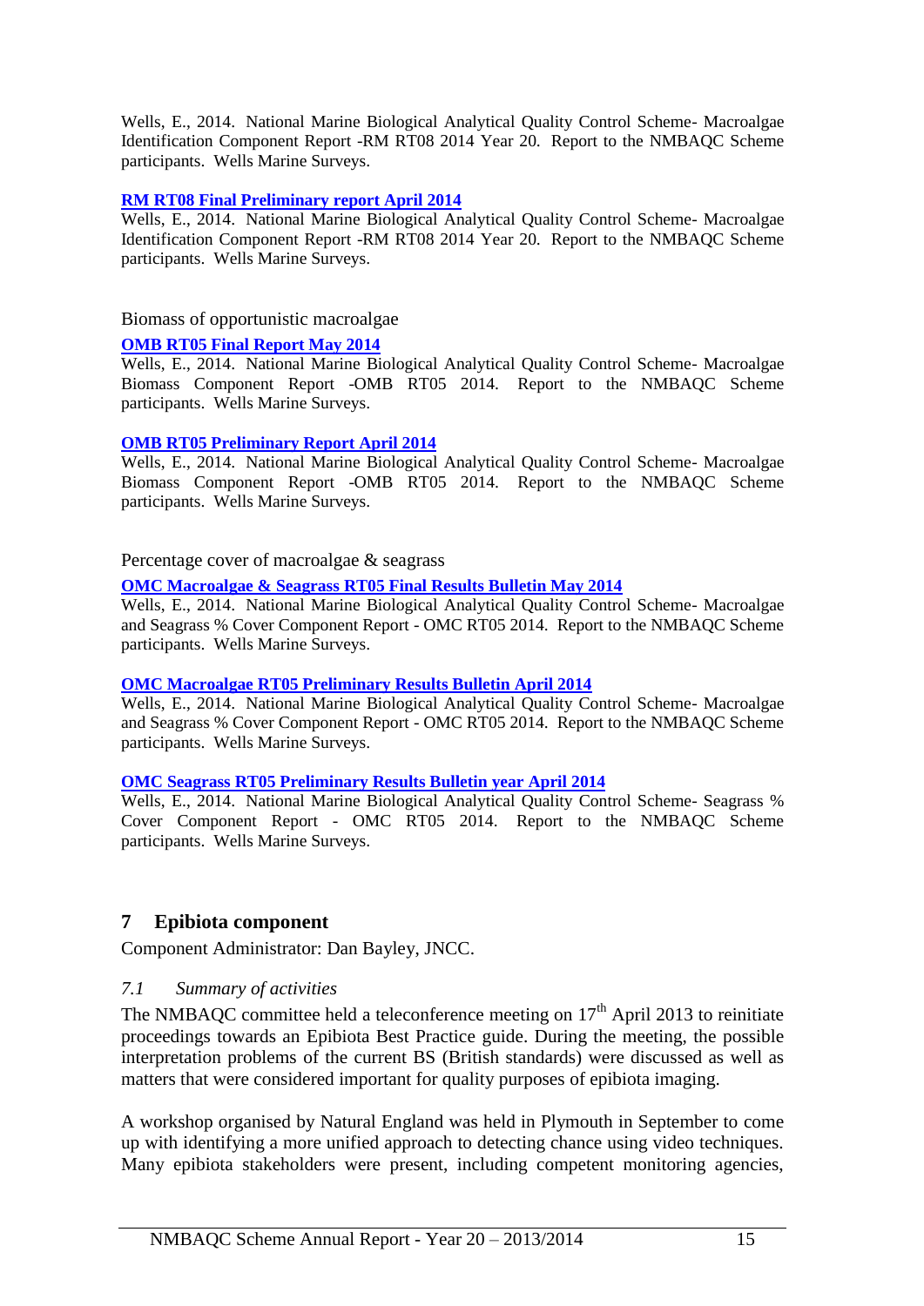Wells, E., 2014. National Marine Biological Analytical Quality Control Scheme- Macroalgae Identification Component Report -RM RT08 2014 Year 20. Report to the NMBAQC Scheme participants. Wells Marine Surveys.

**RM RT08 Final Preliminary report April 2014**
Wells, E., 2014. National Marine Biological Analytical Quality Control Scheme- Macroalgae Identification Component Report -RM RT08 2014 Year 20. Report to the NMBAQC Scheme participants. Wells Marine Surveys.

Biomass of opportunistic macroalgae

**OMB RT05 Final Report May 2014**
Wells, E., 2014. National Marine Biological Analytical Quality Control Scheme- Macroalgae Biomass Component Report -OMB RT05 2014. Report to the NMBAQC Scheme participants. Wells Marine Surveys.

**OMB RT05 Preliminary Report April 2014**
Wells, E., 2014. National Marine Biological Analytical Quality Control Scheme- Macroalgae Biomass Component Report -OMB RT05 2014. Report to the NMBAQC Scheme participants. Wells Marine Surveys.

Percentage cover of macroalgae & seagrass

**OMC Macroalgae & Seagrass RT05 Final Results Bulletin May 2014**
Wells, E., 2014. National Marine Biological Analytical Quality Control Scheme- Macroalgae and Seagrass % Cover Component Report - OMC RT05 2014. Report to the NMBAQC Scheme participants. Wells Marine Surveys.

**OMC Macroalgae RT05 Preliminary Results Bulletin April 2014**
Wells, E., 2014. National Marine Biological Analytical Quality Control Scheme- Macroalgae and Seagrass % Cover Component Report - OMC RT05 2014. Report to the NMBAQC Scheme participants. Wells Marine Surveys.

**OMC Seagrass RT05 Preliminary Results Bulletin year April 2014**
Wells, E., 2014. National Marine Biological Analytical Quality Control Scheme- Seagrass % Cover Component Report - OMC RT05 2014. Report to the NMBAQC Scheme participants. Wells Marine Surveys.

## 7 Epibiota component

Component Administrator: Dan Bayley, JNCC.

### *7.1 Summary of activities*

The NMBAQC committee held a teleconference meeting on 17th April 2013 to reinitiate proceedings towards an Epibiota Best Practice guide. During the meeting, the possible interpretation problems of the current BS (British standards) were discussed as well as matters that were considered important for quality purposes of epibiota imaging.

A workshop organised by Natural England was held in Plymouth in September to come up with identifying a more unified approach to detecting chance using video techniques. Many epibiota stakeholders were present, including competent monitoring agencies,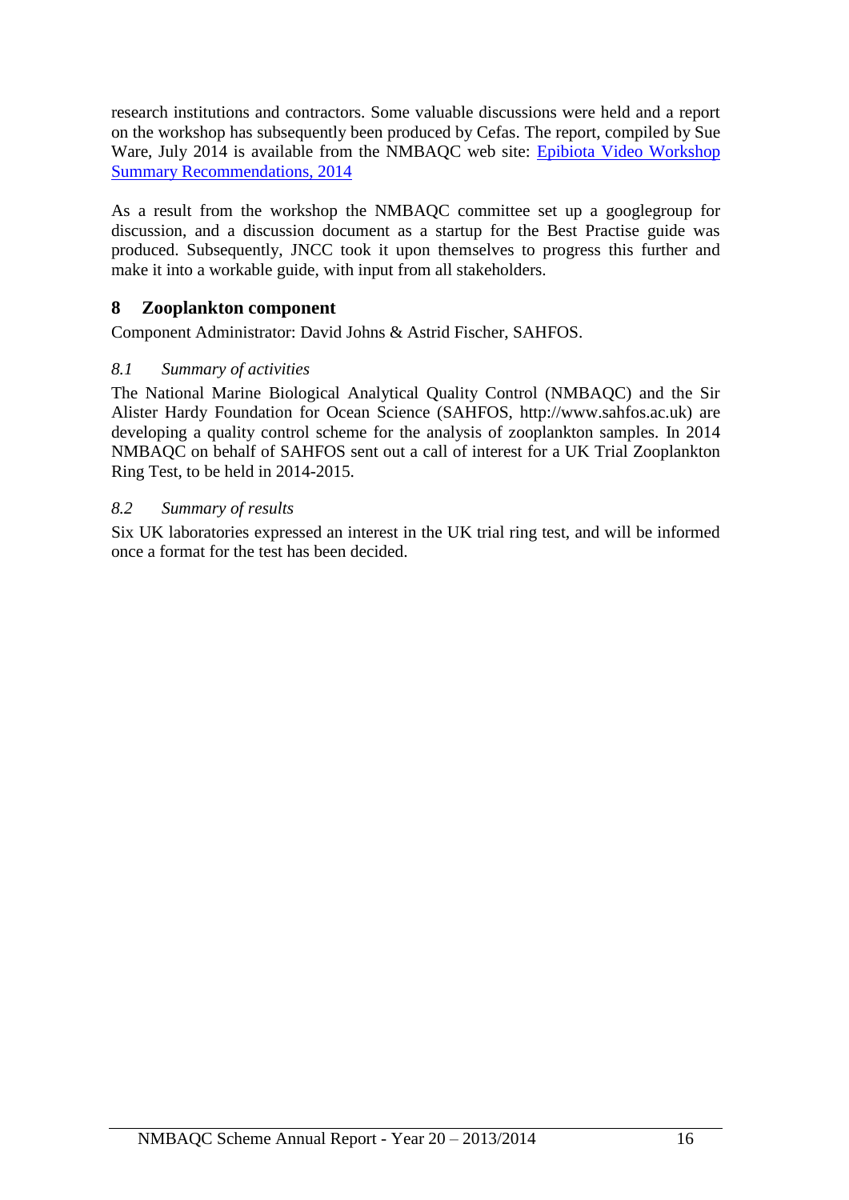research institutions and contractors. Some valuable discussions were held and a report on the workshop has subsequently been produced by Cefas. The report, compiled by Sue Ware, July 2014 is available from the NMBAQC web site: [Epibiota Video Workshop Summary Recommendations, 2014]

As a result from the workshop the NMBAQC committee set up a googlegroup for discussion, and a discussion document as a startup for the Best Practise guide was produced. Subsequently, JNCC took it upon themselves to progress this further and make it into a workable guide, with input from all stakeholders.

# 8 Zooplankton component

Component Administrator: David Johns & Astrid Fischer, SAHFOS.

## *8.1 Summary of activities*

The National Marine Biological Analytical Quality Control (NMBAQC) and the Sir Alister Hardy Foundation for Ocean Science (SAHFOS, http://www.sahfos.ac.uk) are developing a quality control scheme for the analysis of zooplankton samples. In 2014 NMBAQC on behalf of SAHFOS sent out a call of interest for a UK Trial Zooplankton Ring Test, to be held in 2014-2015.

## *8.2 Summary of results*

Six UK laboratories expressed an interest in the UK trial ring test, and will be informed once a format for the test has been decided.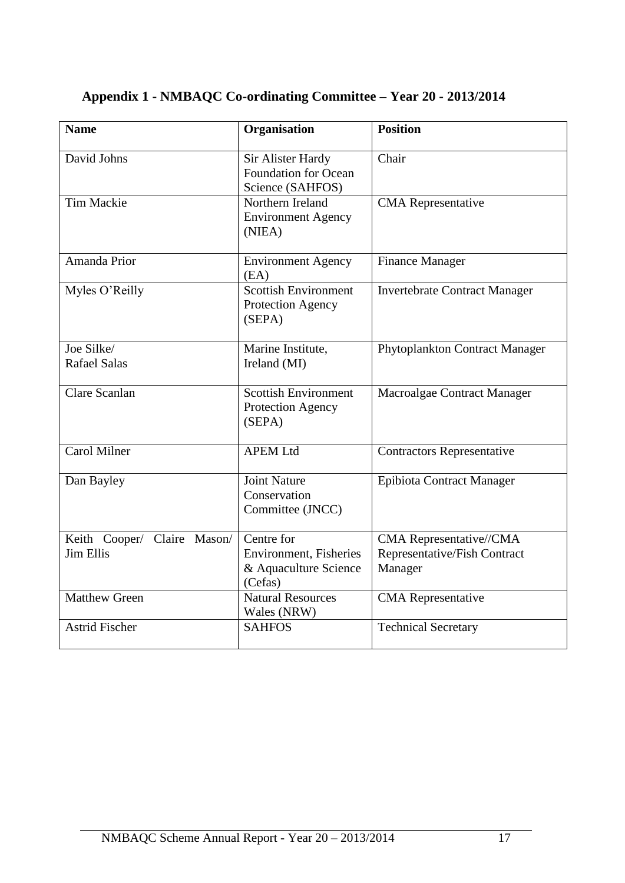## Appendix 1 - NMBAQC Co-ordinating Committee – Year 20 - 2013/2014

| Name | Organisation | Position |
|---|---|---|
| David Johns | Sir Alister Hardy Foundation for Ocean Science (SAHFOS) | Chair |
| Tim Mackie | Northern Ireland Environment Agency (NIEA) | CMA Representative |
| Amanda Prior | Environment Agency (EA) | Finance Manager |
| Myles O'Reilly | Scottish Environment Protection Agency (SEPA) | Invertebrate Contract Manager |
| Joe Silke/ Rafael Salas | Marine Institute, Ireland (MI) | Phytoplankton Contract Manager |
| Clare Scanlan | Scottish Environment Protection Agency (SEPA) | Macroalgae Contract Manager |
| Carol Milner | APEM Ltd | Contractors Representative |
| Dan Bayley | Joint Nature Conservation Committee (JNCC) | Epibiota Contract Manager |
| Keith Cooper/ Claire Mason/ Jim Ellis | Centre for Environment, Fisheries & Aquaculture Science (Cefas) | CMA Representative//CMA Representative/Fish Contract Manager |
| Matthew Green | Natural Resources Wales (NRW) | CMA Representative |
| Astrid Fischer | SAHFOS | Technical Secretary |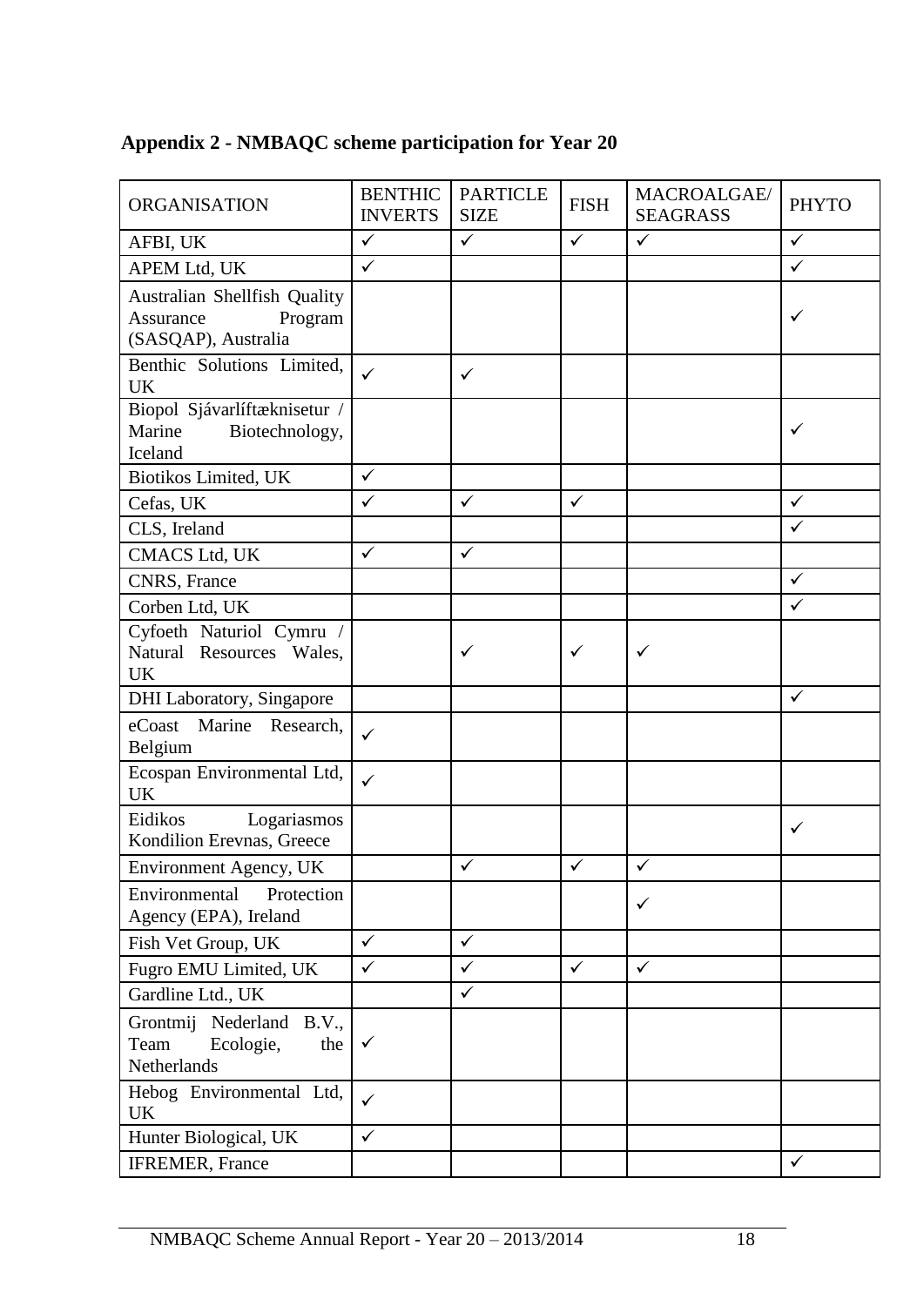## Appendix 2 - NMBAQC scheme participation for Year 20

| ORGANISATION | BENTHIC INVERTS | PARTICLE SIZE | FISH | MACROALGAE/ SEAGRASS | PHYTO |
|---|---|---|---|---|---|
| AFBI, UK | ✓ | ✓ | ✓ | ✓ | ✓ |
| APEM Ltd, UK | ✓ | | | | ✓ |
| Australian Shellfish Quality Assurance Program (SASQAP), Australia | | | | | ✓ |
| Benthic Solutions Limited, UK | ✓ | ✓ | | | |
| Biopol Sjávarlíftæknisetur / Marine Biotechnology, Iceland | | | | | ✓ |
| Biotikos Limited, UK | ✓ | | | | |
| Cefas, UK | ✓ | ✓ | ✓ | | ✓ |
| CLS, Ireland | | | | | ✓ |
| CMACS Ltd, UK | ✓ | ✓ | | | |
| CNRS, France | | | | | ✓ |
| Corben Ltd, UK | | | | | ✓ |
| Cyfoeth Naturiol Cymru / Natural Resources Wales, UK | | ✓ | ✓ | ✓ | |
| DHI Laboratory, Singapore | | | | | ✓ |
| eCoast Marine Research, Belgium | ✓ | | | | |
| Ecospan Environmental Ltd, UK | ✓ | | | | |
| Eidikos Logariasmos Kondilion Erevnas, Greece | | | | | ✓ |
| Environment Agency, UK | | ✓ | ✓ | ✓ | |
| Environmental Protection Agency (EPA), Ireland | | | | ✓ | |
| Fish Vet Group, UK | ✓ | ✓ | | | |
| Fugro EMU Limited, UK | ✓ | ✓ | ✓ | ✓ | |
| Gardline Ltd., UK | | ✓ | | | |
| Grontmij Nederland B.V., Team Ecologie, the Netherlands | ✓ | | | | |
| Hebog Environmental Ltd, UK | ✓ | | | | |
| Hunter Biological, UK | ✓ | | | | |
| IFREMER, France | | | | | ✓ |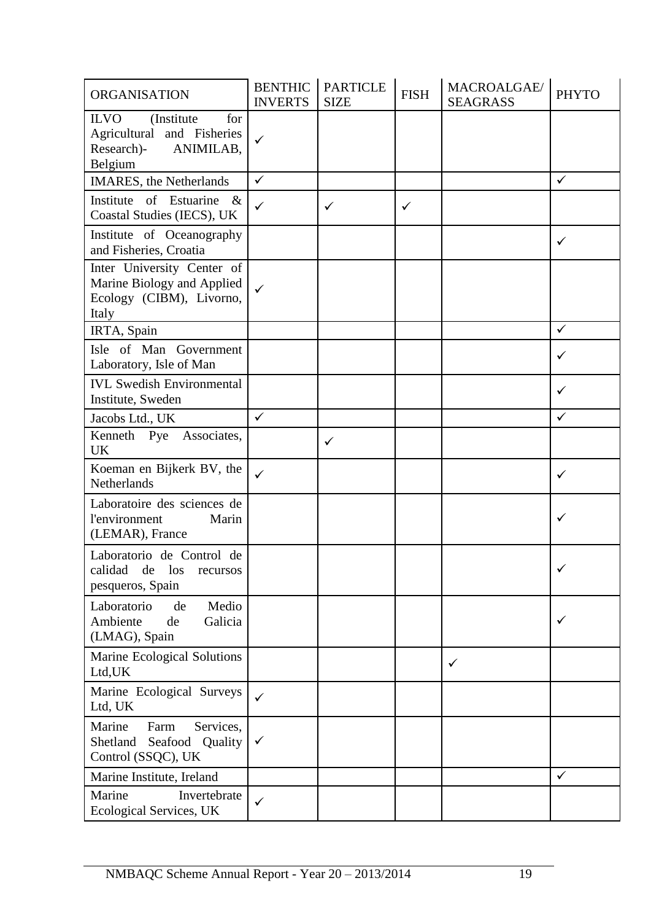| ORGANISATION | BENTHIC INVERTS | PARTICLE SIZE | FISH | MACROALGAE/ SEAGRASS | PHYTO |
|---|---|---|---|---|---|
| ILVO (Institute for Agricultural and Fisheries Research)- ANIMILAB, Belgium | ✓ | | | | |
| IMARES, the Netherlands | ✓ | | | | ✓ |
| Institute of Estuarine & Coastal Studies (IECS), UK | ✓ | ✓ | ✓ | | |
| Institute of Oceanography and Fisheries, Croatia | | | | | ✓ |
| Inter University Center of Marine Biology and Applied Ecology (CIBM), Livorno, Italy | ✓ | | | | |
| IRTA, Spain | | | | | ✓ |
| Isle of Man Government Laboratory, Isle of Man | | | | | ✓ |
| IVL Swedish Environmental Institute, Sweden | | | | | ✓ |
| Jacobs Ltd., UK | ✓ | | | | ✓ |
| Kenneth Pye Associates, UK | | ✓ | | | |
| Koeman en Bijkerk BV, the Netherlands | ✓ | | | | ✓ |
| Laboratoire des sciences de l'environment Marin (LEMAR), France | | | | | ✓ |
| Laboratorio de Control de calidad de los recursos pesqueros, Spain | | | | | ✓ |
| Laboratorio de Medio Ambiente de Galicia (LMAG), Spain | | | | | ✓ |
| Marine Ecological Solutions Ltd,UK | | | | ✓ | |
| Marine Ecological Surveys Ltd, UK | ✓ | | | | |
| Marine Farm Services, Shetland Seafood Quality Control (SSQC), UK | ✓ | | | | |
| Marine Institute, Ireland | | | | | ✓ |
| Marine Invertebrate Ecological Services, UK | ✓ | | | | |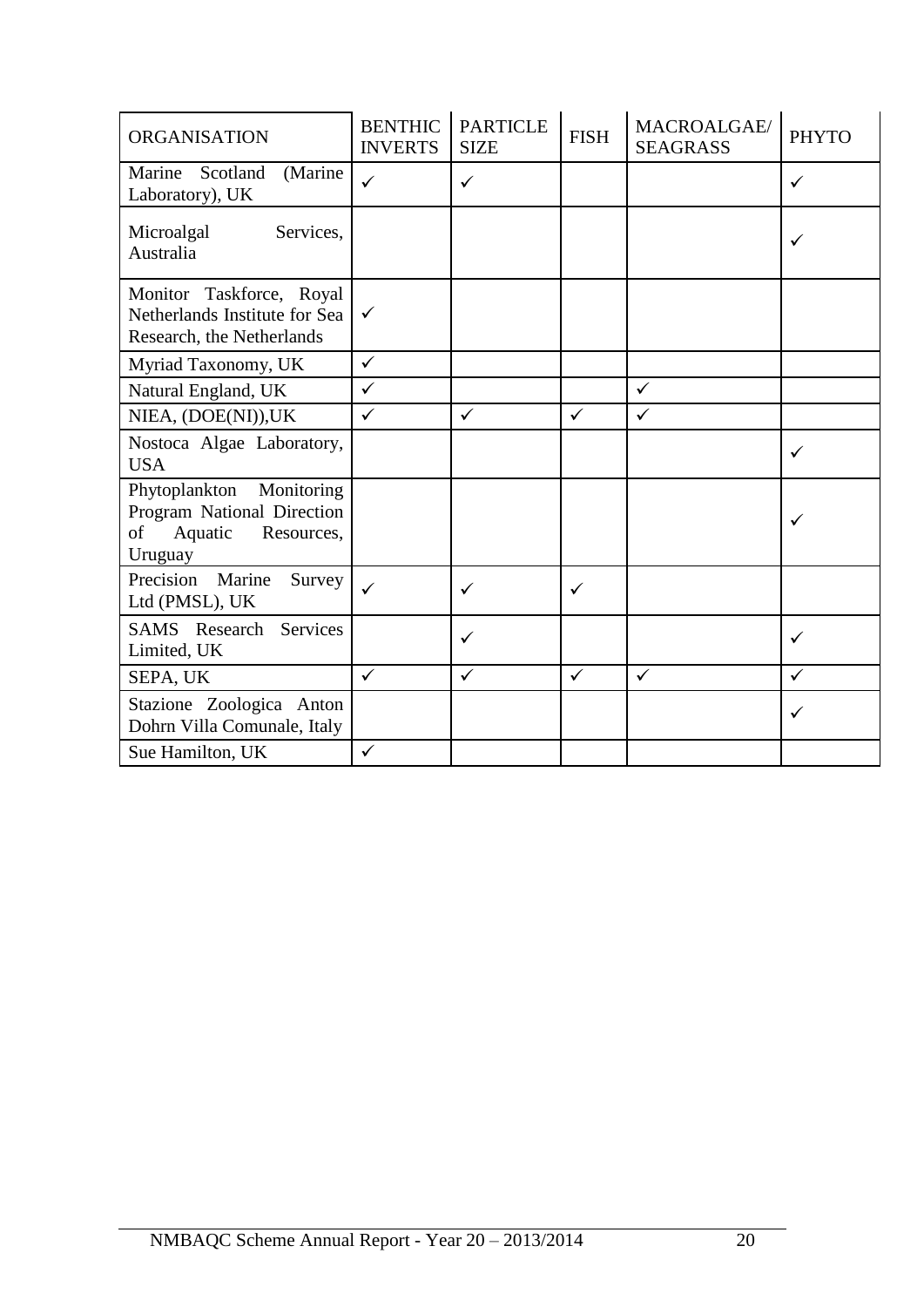| ORGANISATION | BENTHIC INVERTS | PARTICLE SIZE | FISH | MACROALGAE/ SEAGRASS | PHYTO |
|---|---|---|---|---|---|
| Marine Scotland (Marine Laboratory), UK | ✓ | ✓ | | | ✓ |
| Microalgal Services, Australia | | | | | ✓ |
| Monitor Taskforce, Royal Netherlands Institute for Sea Research, the Netherlands | ✓ | | | | |
| Myriad Taxonomy, UK | ✓ | | | | |
| Natural England, UK | ✓ | | | ✓ | |
| NIEA, (DOE(NI)),UK | ✓ | ✓ | ✓ | ✓ | |
| Nostoca Algae Laboratory, USA | | | | | ✓ |
| Phytoplankton Monitoring Program National Direction of Aquatic Resources, Uruguay | | | | | ✓ |
| Precision Marine Survey Ltd (PMSL), UK | ✓ | ✓ | ✓ | | |
| SAMS Research Services Limited, UK | | ✓ | | | ✓ |
| SEPA, UK | ✓ | ✓ | ✓ | ✓ | ✓ |
| Stazione Zoologica Anton Dohrn Villa Comunale, Italy | | | | | ✓ |
| Sue Hamilton, UK | ✓ | | | | |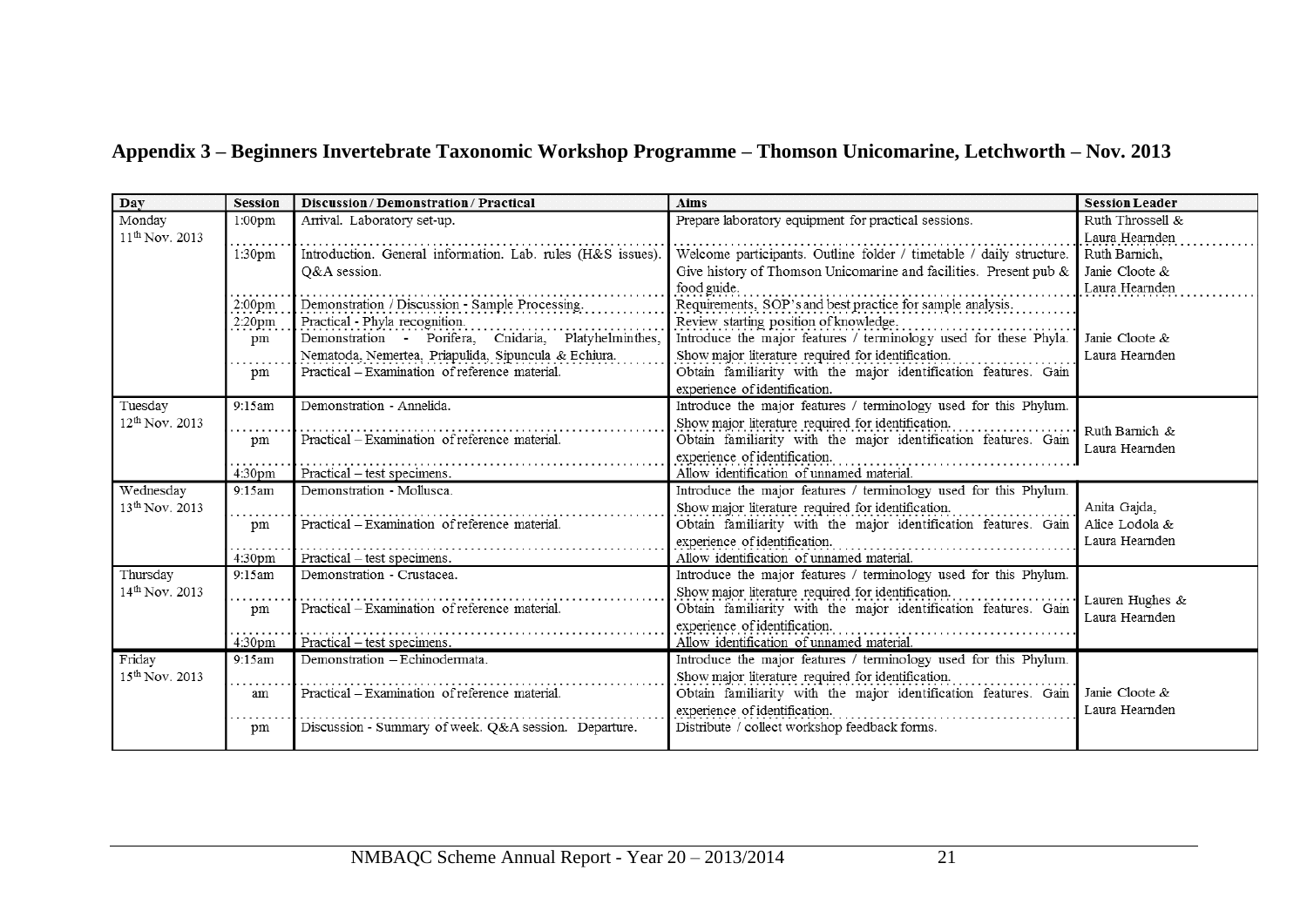## Appendix 3 – Beginners Invertebrate Taxonomic Workshop Programme – Thomson Unicomarine, Letchworth – Nov. 2013

| Day | Session | Discussion / Demonstration / Practical | Aims | Session Leader |
|---|---|---|---|---|
| Monday 11th Nov. 2013 | 1:00pm | Arrival. Laboratory set-up. | Prepare laboratory equipment for practical sessions. | Ruth Throssell & Laura Hearnden |
| | 1:30pm | Introduction. General information. Lab. rules (H&S issues). Q&A session. | Welcome participants. Outline folder / timetable / daily structure. Give history of Thomson Unicomarine and facilities. Present pub & food guide. | Ruth Barnich, Janie Cloote & Laura Hearnden |
| | 2:00pm | Demonstration / Discussion - Sample Processing. | Requirements, SOP's and best practice for sample analysis. | Janie Cloote & Laura Hearnden |
| | 2:20pm | Practical - Phyla recognition. | Review starting position of knowledge. | |
| | pm | Demonstration - Porifera, Cnidaria, Platyhelminthes, Nematoda, Nemertea, Priapulida, Sipuncula & Echiura. | Introduce the major features / terminology used for these Phyla. Show major literature required for identification. | |
| | pm | Practical – Examination of reference material. | Obtain familiarity with the major identification features. Gain experience of identification. | |
| Tuesday 12th Nov. 2013 | 9:15am | Demonstration - Annelida. | Introduce the major features / terminology used for this Phylum. Show major literature required for identification. | Ruth Barnich & Laura Hearnden |
| | pm | Practical – Examination of reference material. | Obtain familiarity with the major identification features. Gain experience of identification. | |
| | 4:30pm | Practical – test specimens. | Allow identification of unnamed material. | |
| Wednesday 13th Nov. 2013 | 9:15am | Demonstration - Mollusca. | Introduce the major features / terminology used for this Phylum. Show major literature required for identification. | Anita Gajda, Alice Lodola & Laura Hearnden |
| | pm | Practical – Examination of reference material. | Obtain familiarity with the major identification features. Gain experience of identification. | |
| | 4:30pm | Practical – test specimens. | Allow identification of unnamed material. | |
| Thursday 14th Nov. 2013 | 9:15am | Demonstration - Crustacea. | Introduce the major features / terminology used for this Phylum. Show major literature required for identification. | Lauren Hughes & Laura Hearnden |
| | pm | Practical – Examination of reference material. | Obtain familiarity with the major identification features. Gain experience of identification. | |
| | 4:30pm | Practical – test specimens. | Allow identification of unnamed material. | |
| Friday 15th Nov. 2013 | 9:15am | Demonstration – Echinodermata. | Introduce the major features / terminology used for this Phylum. Show major literature required for identification. | Janie Cloote & Laura Hearnden |
| | am | Practical – Examination of reference material. | Obtain familiarity with the major identification features. Gain experience of identification. | |
| | pm | Discussion - Summary of week. Q&A session. Departure. | Distribute / collect workshop feedback forms. | |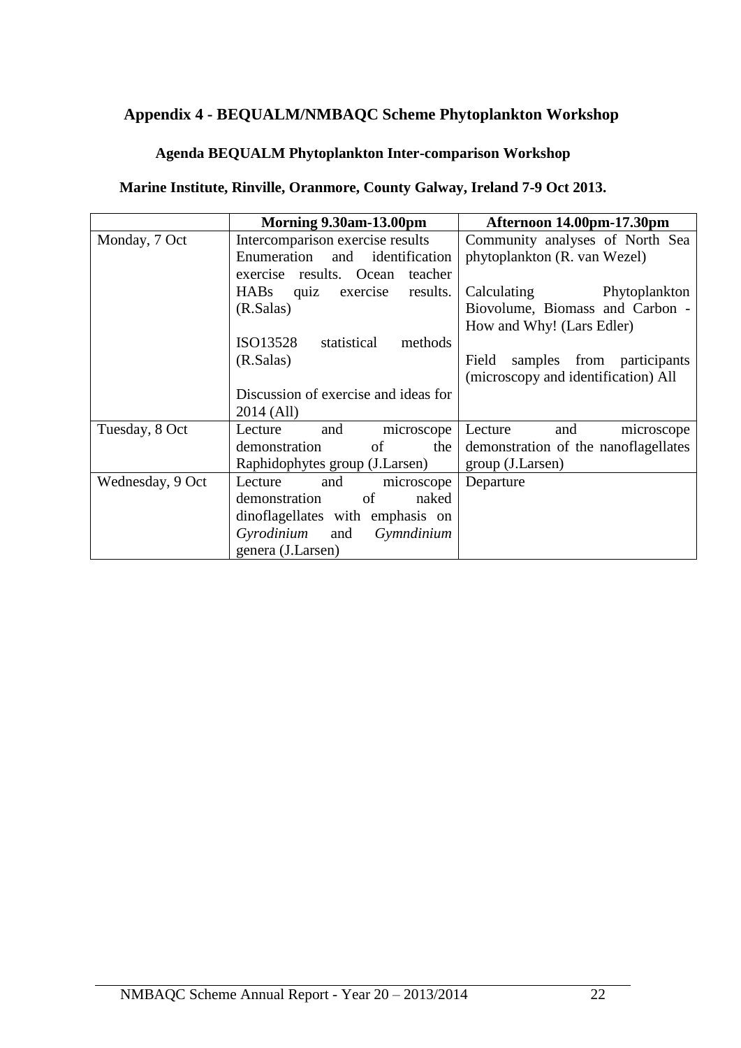## Appendix 4 - BEQUALM/NMBAQC Scheme Phytoplankton Workshop

### Agenda BEQUALM Phytoplankton Inter-comparison Workshop

### Marine Institute, Rinville, Oranmore, County Galway, Ireland 7-9 Oct 2013.

| | Morning 9.30am-13.00pm | Afternoon 14.00pm-17.30pm |
|---|---|---|
| Monday, 7 Oct | Intercomparison exercise results Enumeration and identification exercise results. Ocean teacher HABs quiz exercise results. (R.Salas)<br><br>ISO13528 statistical methods (R.Salas)<br><br>Discussion of exercise and ideas for 2014 (All) | Community analyses of North Sea phytoplankton (R. van Wezel)<br><br>Calculating Phytoplankton Biovolume, Biomass and Carbon - How and Why! (Lars Edler)<br><br>Field samples from participants (microscopy and identification) All |
| Tuesday, 8 Oct | Lecture and microscope demonstration of the Raphidophytes group (J.Larsen) | Lecture and microscope demonstration of the nanoflagellates group (J.Larsen) |
| Wednesday, 9 Oct | Lecture and microscope demonstration of naked dinoflagellates with emphasis on *Gyrodinium* and *Gymndinium* genera (J.Larsen) | Departure |